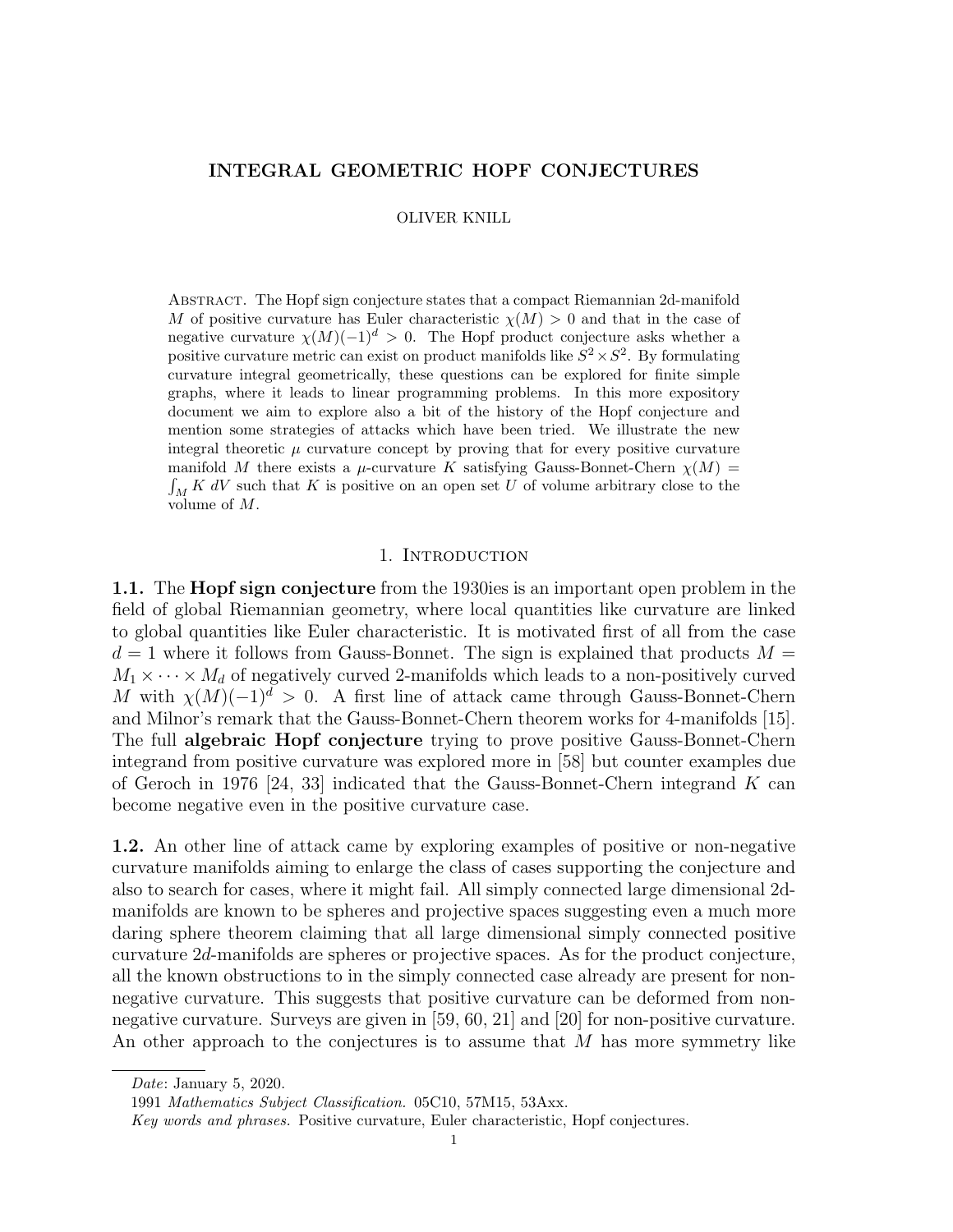# INTEGRAL GEOMETRIC HOPF CONJECTURES

OLIVER KNILL

Abstract. The Hopf sign conjecture states that a compact Riemannian 2d-manifold $M$ of positive curvature has Euler characteristic $\chi(M) > 0$ and that in the case of negative curvature $\chi(M)(-1)^d > 0$. The Hopf product conjecture asks whether a positive curvature metric can exist on product manifolds like $S^2 \times S^2$. By formulating curvature integral geometrically, these questions can be explored for finite simple graphs, where it leads to linear programming problems. In this more expository document we aim to explore also a bit of the history of the Hopf conjecture and mention some strategies of attacks which have been tried. We illustrate the new integral theoretic $\mu$ curvature concept by proving that for every positive curvature manifold $M$ there exists a $\mu$-curvature $K$ satisfying Gauss-Bonnet-Chern $\chi(M) = \int_M K \, dV$ such that $K$ is positive on an open set $U$ of volume arbitrary close to the volume of $M$.

## 1. Introduction

**1.1.** The **Hopf sign conjecture** from the 1930ies is an important open problem in the field of global Riemannian geometry, where local quantities like curvature are linked to global quantities like Euler characteristic. It is motivated first of all from the case $d = 1$ where it follows from Gauss-Bonnet. The sign is explained that products $M = M_1 \times \cdots \times M_d$ of negatively curved 2-manifolds which leads to a non-positively curved $M$ with $\chi(M)(-1)^d > 0$. A first line of attack came through Gauss-Bonnet-Chern and Milnor's remark that the Gauss-Bonnet-Chern theorem works for 4-manifolds [15]. The full **algebraic Hopf conjecture** trying to prove positive Gauss-Bonnet-Chern integrand from positive curvature was explored more in [58] but counter examples due of Geroch in 1976 [24, 33] indicated that the Gauss-Bonnet-Chern integrand $K$ can become negative even in the positive curvature case.

**1.2.** An other line of attack came by exploring examples of positive or non-negative curvature manifolds aiming to enlarge the class of cases supporting the conjecture and also to search for cases, where it might fail. All simply connected large dimensional 2d-manifolds are known to be spheres and projective spaces suggesting even a much more daring sphere theorem claiming that all large dimensional simply connected positive curvature 2$d$-manifolds are spheres or projective spaces. As for the product conjecture, all the known obstructions to in the simply connected case already are present for non-negative curvature. This suggests that positive curvature can be deformed from non-negative curvature. Surveys are given in [59, 60, 21] and [20] for non-positive curvature. An other approach to the conjectures is to assume that $M$ has more symmetry like

---

*Date*: January 5, 2020.

1991 *Mathematics Subject Classification.* 05C10, 57M15, 53Axx.

*Key words and phrases.* Positive curvature, Euler characteristic, Hopf conjectures.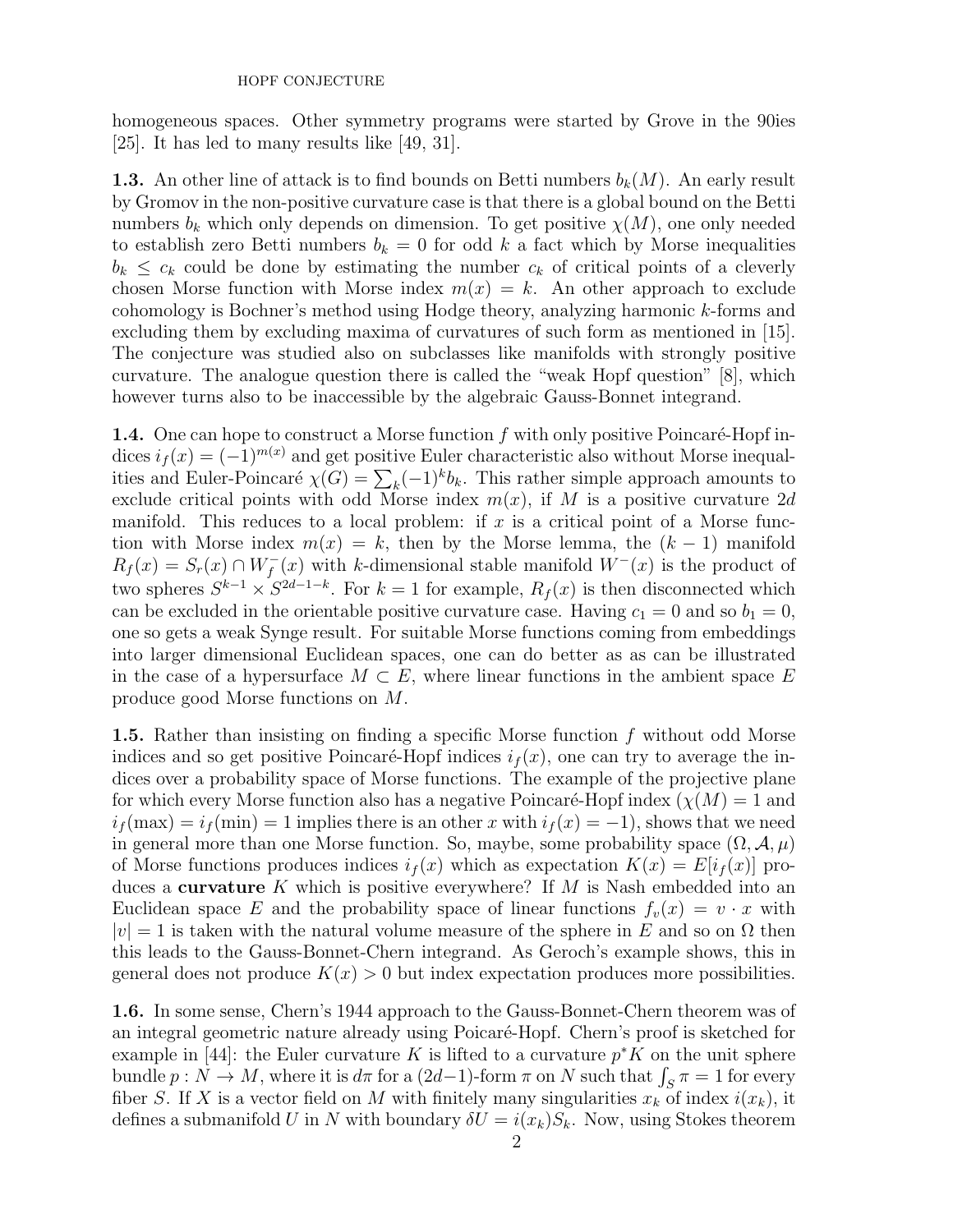homogeneous spaces. Other symmetry programs were started by Grove in the 90ies [25]. It has led to many results like [49, 31].

**1.3.** An other line of attack is to find bounds on Betti numbers $b_k(M)$. An early result by Gromov in the non-positive curvature case is that there is a global bound on the Betti numbers $b_k$ which only depends on dimension. To get positive $\chi(M)$, one only needed to establish zero Betti numbers $b_k = 0$ for odd $k$ a fact which by Morse inequalities $b_k \leq c_k$ could be done by estimating the number $c_k$ of critical points of a cleverly chosen Morse function with Morse index $m(x) = k$. An other approach to exclude cohomology is Bochner's method using Hodge theory, analyzing harmonic $k$-forms and excluding them by excluding maxima of curvatures of such form as mentioned in [15]. The conjecture was studied also on subclasses like manifolds with strongly positive curvature. The analogue question there is called the "weak Hopf question" [8], which however turns also to be inaccessible by the algebraic Gauss-Bonnet integrand.

**1.4.** One can hope to construct a Morse function $f$ with only positive Poincaré-Hopf indices $i_f(x) = (-1)^{m(x)}$ and get positive Euler characteristic also without Morse inequalities and Euler-Poincaré $\chi(G) = \sum_k (-1)^k b_k$. This rather simple approach amounts to exclude critical points with odd Morse index $m(x)$, if $M$ is a positive curvature $2d$ manifold. This reduces to a local problem: if $x$ is a critical point of a Morse function with Morse index $m(x) = k$, then by the Morse lemma, the $(k-1)$ manifold $R_f(x) = S_r(x) \cap W_f^-(x)$ with $k$-dimensional stable manifold $W^-(x)$ is the product of two spheres $S^{k-1} \times S^{2d-1-k}$. For $k = 1$ for example, $R_f(x)$ is then disconnected which can be excluded in the orientable positive curvature case. Having $c_1 = 0$ and so $b_1 = 0$, one so gets a weak Synge result. For suitable Morse functions coming from embeddings into larger dimensional Euclidean spaces, one can do better as as can be illustrated in the case of a hypersurface $M \subset E$, where linear functions in the ambient space $E$ produce good Morse functions on $M$.

**1.5.** Rather than insisting on finding a specific Morse function $f$ without odd Morse indices and so get positive Poincaré-Hopf indices $i_f(x)$, one can try to average the indices over a probability space of Morse functions. The example of the projective plane for which every Morse function also has a negative Poincaré-Hopf index ($\chi(M) = 1$ and $i_f(\max) = i_f(\min) = 1$ implies there is an other $x$ with $i_f(x) = -1$), shows that we need in general more than one Morse function. So, maybe, some probability space $(\Omega, \mathcal{A}, \mu)$ of Morse functions produces indices $i_f(x)$ which as expectation $K(x) = E[i_f(x)]$ produces a **curvature** $K$ which is positive everywhere? If $M$ is Nash embedded into an Euclidean space $E$ and the probability space of linear functions $f_v(x) = v \cdot x$ with $|v| = 1$ is taken with the natural volume measure of the sphere in $E$ and so on $\Omega$ then this leads to the Gauss-Bonnet-Chern integrand. As Geroch's example shows, this in general does not produce $K(x) > 0$ but index expectation produces more possibilities.

**1.6.** In some sense, Chern's 1944 approach to the Gauss-Bonnet-Chern theorem was of an integral geometric nature already using Poicaré-Hopf. Chern's proof is sketched for example in [44]: the Euler curvature $K$ is lifted to a curvature $p^*K$ on the unit sphere bundle $p : N \to M$, where it is $d\pi$ for a $(2d-1)$-form $\pi$ on $N$ such that $\int_S \pi = 1$ for every fiber $S$. If $X$ is a vector field on $M$ with finitely many singularities $x_k$ of index $i(x_k)$, it defines a submanifold $U$ in $N$ with boundary $\delta U = i(x_k)S_k$. Now, using Stokes theorem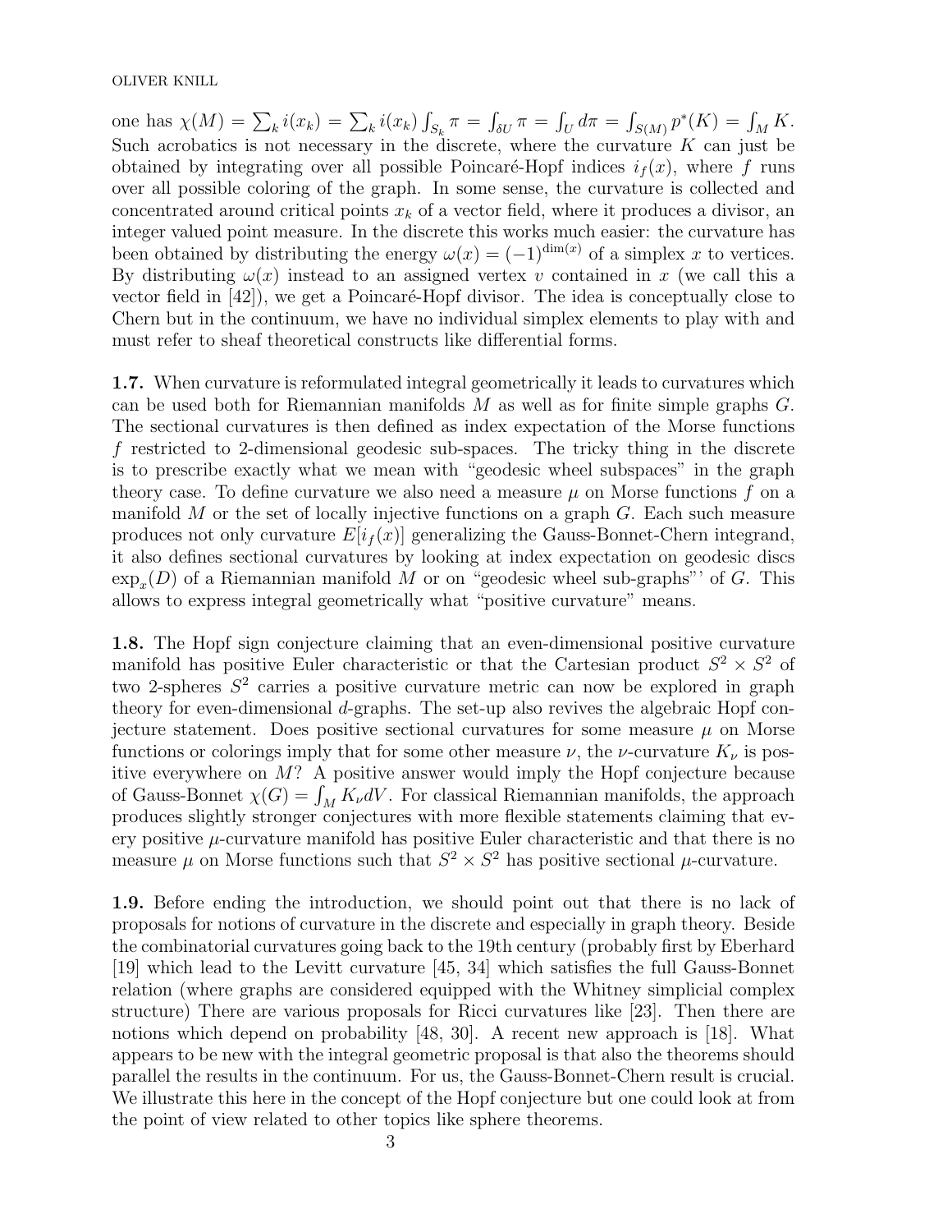one has $\chi(M) = \sum_k i(x_k) = \sum_k i(x_k) \int_{S_k} \pi = \int_{\delta U} \pi = \int_U d\pi = \int_{S(M)} p^*(K) = \int_M K$. Such acrobatics is not necessary in the discrete, where the curvature $K$ can just be obtained by integrating over all possible Poincaré-Hopf indices $i_f(x)$, where $f$ runs over all possible coloring of the graph. In some sense, the curvature is collected and concentrated around critical points $x_k$ of a vector field, where it produces a divisor, an integer valued point measure. In the discrete this works much easier: the curvature has been obtained by distributing the energy $\omega(x) = (-1)^{\dim(x)}$ of a simplex $x$ to vertices. By distributing $\omega(x)$ instead to an assigned vertex $v$ contained in $x$ (we call this a vector field in [42]), we get a Poincaré-Hopf divisor. The idea is conceptually close to Chern but in the continuum, we have no individual simplex elements to play with and must refer to sheaf theoretical constructs like differential forms.

**1.7.** When curvature is reformulated integral geometrically it leads to curvatures which can be used both for Riemannian manifolds $M$ as well as for finite simple graphs $G$. The sectional curvatures is then defined as index expectation of the Morse functions $f$ restricted to 2-dimensional geodesic sub-spaces. The tricky thing in the discrete is to prescribe exactly what we mean with "geodesic wheel subspaces" in the graph theory case. To define curvature we also need a measure $\mu$ on Morse functions $f$ on a manifold $M$ or the set of locally injective functions on a graph $G$. Each such measure produces not only curvature $E[i_f(x)]$ generalizing the Gauss-Bonnet-Chern integrand, it also defines sectional curvatures by looking at index expectation on geodesic discs $\exp_x(D)$ of a Riemannian manifold $M$ or on "geodesic wheel sub-graphs"' of $G$. This allows to express integral geometrically what "positive curvature" means.

**1.8.** The Hopf sign conjecture claiming that an even-dimensional positive curvature manifold has positive Euler characteristic or that the Cartesian product $S^2 \times S^2$ of two 2-spheres $S^2$ carries a positive curvature metric can now be explored in graph theory for even-dimensional $d$-graphs. The set-up also revives the algebraic Hopf conjecture statement. Does positive sectional curvatures for some measure $\mu$ on Morse functions or colorings imply that for some other measure $\nu$, the $\nu$-curvature $K_\nu$ is positive everywhere on $M$? A positive answer would imply the Hopf conjecture because of Gauss-Bonnet $\chi(G) = \int_M K_\nu dV$. For classical Riemannian manifolds, the approach produces slightly stronger conjectures with more flexible statements claiming that every positive $\mu$-curvature manifold has positive Euler characteristic and that there is no measure $\mu$ on Morse functions such that $S^2 \times S^2$ has positive sectional $\mu$-curvature.

**1.9.** Before ending the introduction, we should point out that there is no lack of proposals for notions of curvature in the discrete and especially in graph theory. Beside the combinatorial curvatures going back to the 19th century (probably first by Eberhard [19] which lead to the Levitt curvature [45, 34] which satisfies the full Gauss-Bonnet relation (where graphs are considered equipped with the Whitney simplicial complex structure) There are various proposals for Ricci curvatures like [23]. Then there are notions which depend on probability [48, 30]. A recent new approach is [18]. What appears to be new with the integral geometric proposal is that also the theorems should parallel the results in the continuum. For us, the Gauss-Bonnet-Chern result is crucial. We illustrate this here in the concept of the Hopf conjecture but one could look at from the point of view related to other topics like sphere theorems.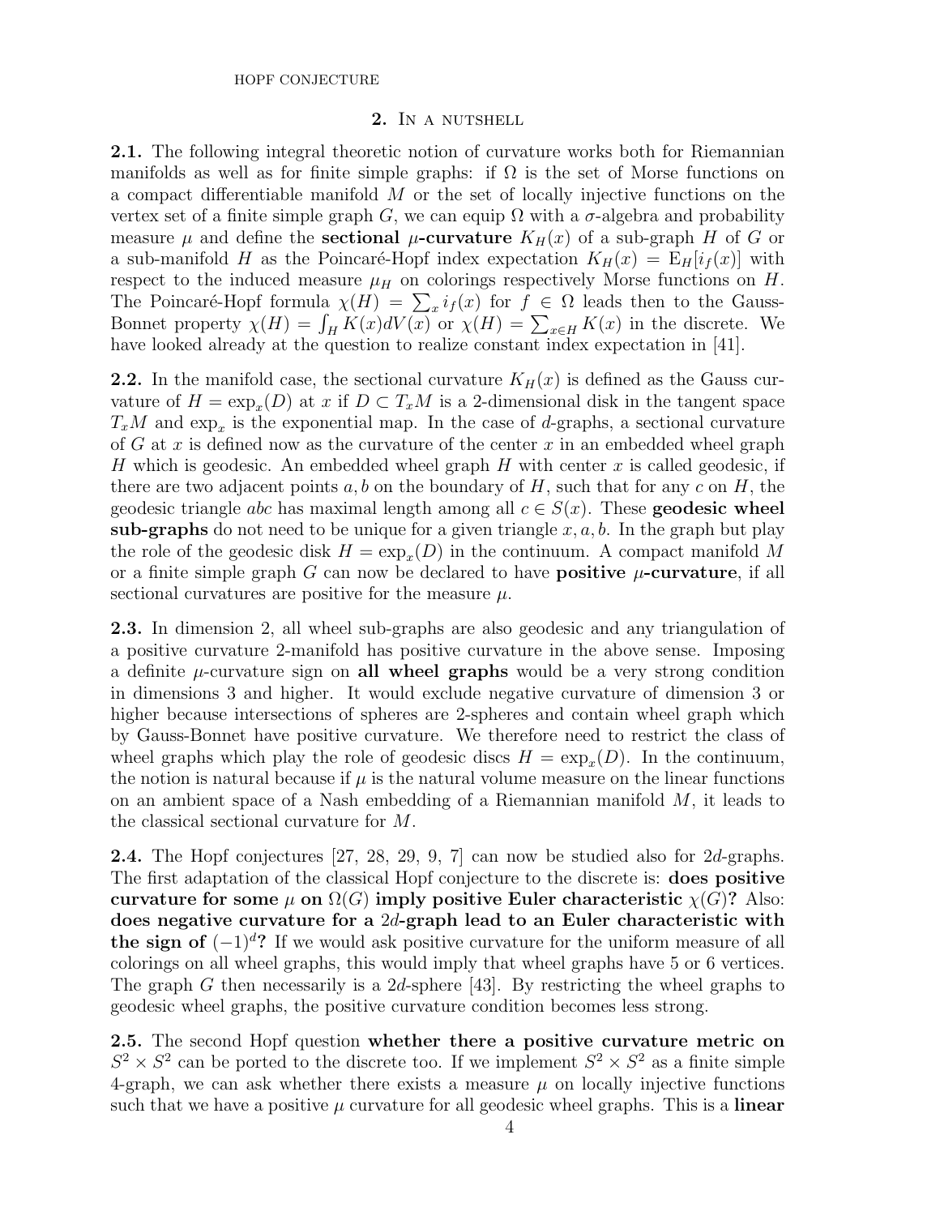## 2. In a nutshell

**2.1.** The following integral theoretic notion of curvature works both for Riemannian manifolds as well as for finite simple graphs: if $\Omega$ is the set of Morse functions on a compact differentiable manifold $M$ or the set of locally injective functions on the vertex set of a finite simple graph $G$, we can equip $\Omega$ with a $\sigma$-algebra and probability measure $\mu$ and define the **sectional $\mu$-curvature** $K_H(x)$ of a sub-graph $H$ of $G$ or a sub-manifold $H$ as the Poincaré-Hopf index expectation $K_H(x) = \mathrm{E}_H[i_f(x)]$ with respect to the induced measure $\mu_H$ on colorings respectively Morse functions on $H$. The Poincaré-Hopf formula $\chi(H) = \sum_x i_f(x)$ for $f \in \Omega$ leads then to the Gauss-Bonnet property $\chi(H) = \int_H K(x) dV(x)$ or $\chi(H) = \sum_{x \in H} K(x)$ in the discrete. We have looked already at the question to realize constant index expectation in [41].

**2.2.** In the manifold case, the sectional curvature $K_H(x)$ is defined as the Gauss curvature of $H = \exp_x(D)$ at $x$ if $D \subset T_x M$ is a 2-dimensional disk in the tangent space $T_x M$ and $\exp_x$ is the exponential map. In the case of $d$-graphs, a sectional curvature of $G$ at $x$ is defined now as the curvature of the center $x$ in an embedded wheel graph $H$ which is geodesic. An embedded wheel graph $H$ with center $x$ is called geodesic, if there are two adjacent points $a, b$ on the boundary of $H$, such that for any $c$ on $H$, the geodesic triangle $abc$ has maximal length among all $c \in S(x)$. These **geodesic wheel sub-graphs** do not need to be unique for a given triangle $x, a, b$. In the graph but play the role of the geodesic disk $H = \exp_x(D)$ in the continuum. A compact manifold $M$ or a finite simple graph $G$ can now be declared to have **positive $\mu$-curvature**, if all sectional curvatures are positive for the measure $\mu$.

**2.3.** In dimension 2, all wheel sub-graphs are also geodesic and any triangulation of a positive curvature 2-manifold has positive curvature in the above sense. Imposing a definite $\mu$-curvature sign on **all wheel graphs** would be a very strong condition in dimensions 3 and higher. It would exclude negative curvature of dimension 3 or higher because intersections of spheres are 2-spheres and contain wheel graph which by Gauss-Bonnet have positive curvature. We therefore need to restrict the class of wheel graphs which play the role of geodesic discs $H = \exp_x(D)$. In the continuum, the notion is natural because if $\mu$ is the natural volume measure on the linear functions on an ambient space of a Nash embedding of a Riemannian manifold $M$, it leads to the classical sectional curvature for $M$.

**2.4.** The Hopf conjectures [27, 28, 29, 9, 7] can now be studied also for $2d$-graphs. The first adaptation of the classical Hopf conjecture to the discrete is: **does positive curvature for some $\mu$ on $\Omega(G)$ imply positive Euler characteristic $\chi(G)$?** Also: **does negative curvature for a $2d$-graph lead to an Euler characteristic with the sign of $(-1)^d$?** If we would ask positive curvature for the uniform measure of all colorings on all wheel graphs, this would imply that wheel graphs have 5 or 6 vertices. The graph $G$ then necessarily is a $2d$-sphere [43]. By restricting the wheel graphs to geodesic wheel graphs, the positive curvature condition becomes less strong.

**2.5.** The second Hopf question **whether there a positive curvature metric on $S^2 \times S^2$** can be ported to the discrete too. If we implement $S^2 \times S^2$ as a finite simple 4-graph, we can ask whether there exists a measure $\mu$ on locally injective functions such that we have a positive $\mu$ curvature for all geodesic wheel graphs. This is a **linear**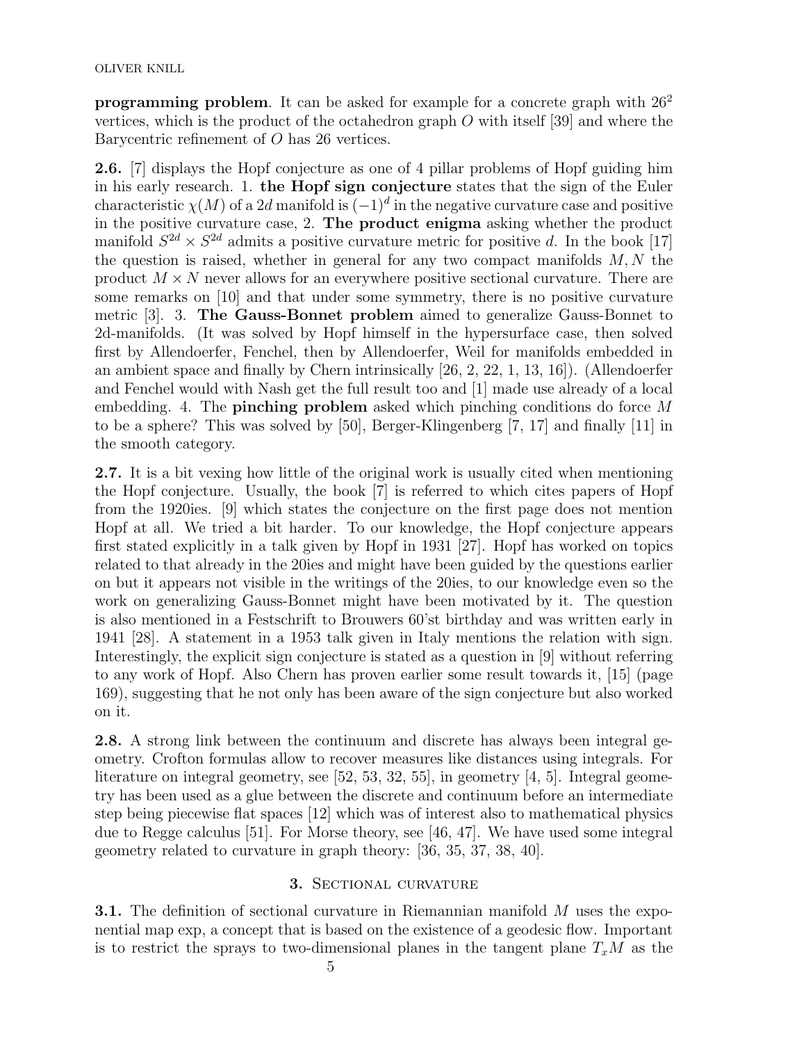**programming problem**. It can be asked for example for a concrete graph with $26^2$ vertices, which is the product of the octahedron graph $O$ with itself [39] and where the Barycentric refinement of $O$ has 26 vertices.

**2.6.** [7] displays the Hopf conjecture as one of 4 pillar problems of Hopf guiding him in his early research. 1. **the Hopf sign conjecture** states that the sign of the Euler characteristic $\chi(M)$ of a $2d$ manifold is $(-1)^d$ in the negative curvature case and positive in the positive curvature case, 2. **The product enigma** asking whether the product manifold $S^{2d} \times S^{2d}$ admits a positive curvature metric for positive $d$. In the book [17] the question is raised, whether in general for any two compact manifolds $M, N$ the product $M \times N$ never allows for an everywhere positive sectional curvature. There are some remarks on [10] and that under some symmetry, there is no positive curvature metric [3]. 3. **The Gauss-Bonnet problem** aimed to generalize Gauss-Bonnet to 2d-manifolds. (It was solved by Hopf himself in the hypersurface case, then solved first by Allendoerfer, Fenchel, then by Allendoerfer, Weil for manifolds embedded in an ambient space and finally by Chern intrinsically [26, 2, 22, 1, 13, 16]). (Allendoerfer and Fenchel would with Nash get the full result too and [1] made use already of a local embedding. 4. The **pinching problem** asked which pinching conditions do force $M$ to be a sphere? This was solved by [50], Berger-Klingenberg [7, 17] and finally [11] in the smooth category.

**2.7.** It is a bit vexing how little of the original work is usually cited when mentioning the Hopf conjecture. Usually, the book [7] is referred to which cites papers of Hopf from the 1920ies. [9] which states the conjecture on the first page does not mention Hopf at all. We tried a bit harder. To our knowledge, the Hopf conjecture appears first stated explicitly in a talk given by Hopf in 1931 [27]. Hopf has worked on topics related to that already in the 20ies and might have been guided by the questions earlier on but it appears not visible in the writings of the 20ies, to our knowledge even so the work on generalizing Gauss-Bonnet might have been motivated by it. The question is also mentioned in a Festschrift to Brouwers 60'st birthday and was written early in 1941 [28]. A statement in a 1953 talk given in Italy mentions the relation with sign. Interestingly, the explicit sign conjecture is stated as a question in [9] without referring to any work of Hopf. Also Chern has proven earlier some result towards it, [15] (page 169), suggesting that he not only has been aware of the sign conjecture but also worked on it.

**2.8.** A strong link between the continuum and discrete has always been integral geometry. Crofton formulas allow to recover measures like distances using integrals. For literature on integral geometry, see [52, 53, 32, 55], in geometry [4, 5]. Integral geometry has been used as a glue between the discrete and continuum before an intermediate step being piecewise flat spaces [12] which was of interest also to mathematical physics due to Regge calculus [51]. For Morse theory, see [46, 47]. We have used some integral geometry related to curvature in graph theory: [36, 35, 37, 38, 40].

## 3. Sectional curvature

**3.1.** The definition of sectional curvature in Riemannian manifold $M$ uses the exponential map exp, a concept that is based on the existence of a geodesic flow. Important is to restrict the sprays to two-dimensional planes in the tangent plane $T_xM$ as the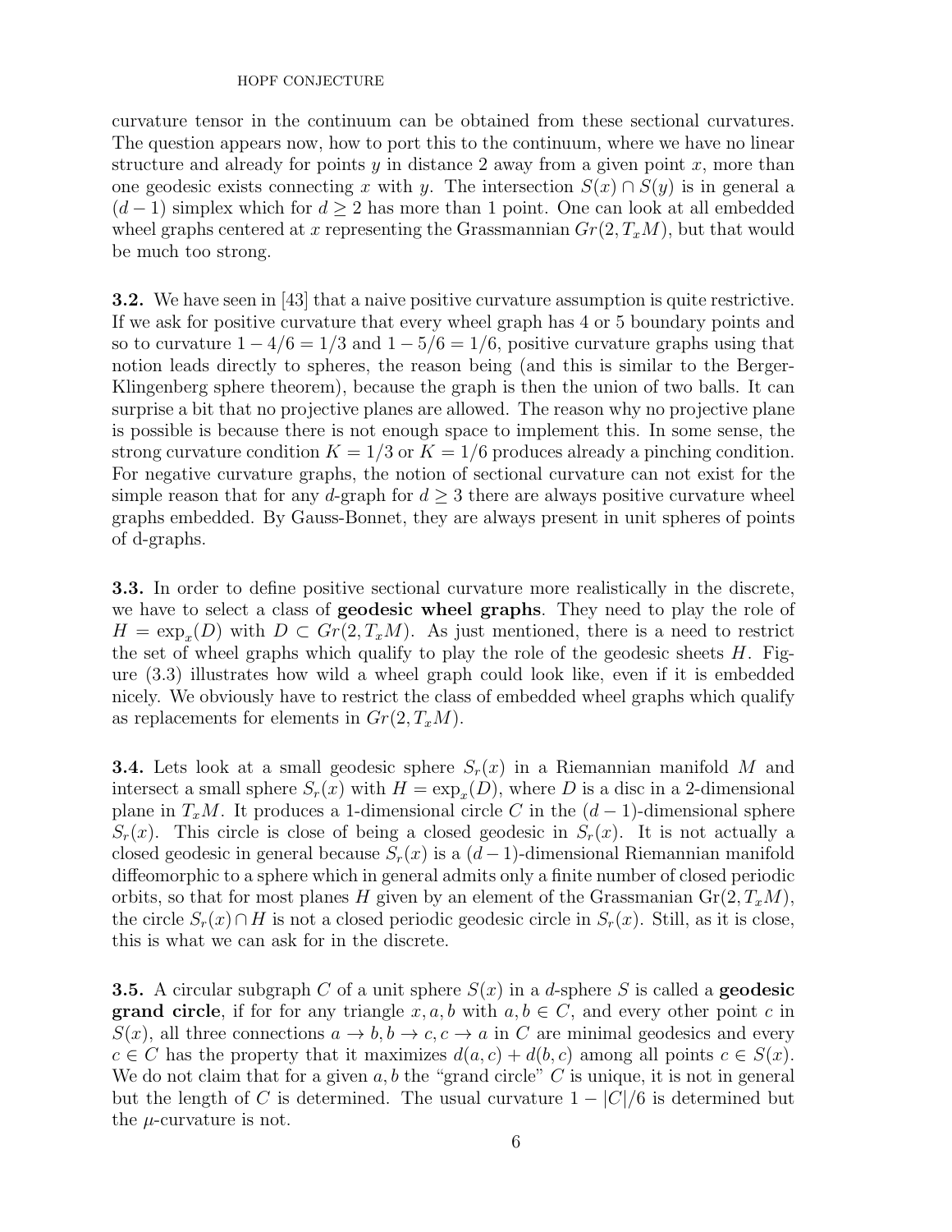curvature tensor in the continuum can be obtained from these sectional curvatures. The question appears now, how to port this to the continuum, where we have no linear structure and already for points $y$ in distance 2 away from a given point $x$, more than one geodesic exists connecting $x$ with $y$. The intersection $S(x) \cap S(y)$ is in general a $(d-1)$ simplex which for $d \geq 2$ has more than 1 point. One can look at all embedded wheel graphs centered at $x$ representing the Grassmannian $Gr(2, T_xM)$, but that would be much too strong.

**3.2.** We have seen in [43] that a naive positive curvature assumption is quite restrictive. If we ask for positive curvature that every wheel graph has 4 or 5 boundary points and so to curvature $1 - 4/6 = 1/3$ and $1 - 5/6 = 1/6$, positive curvature graphs using that notion leads directly to spheres, the reason being (and this is similar to the Berger-Klingenberg sphere theorem), because the graph is then the union of two balls. It can surprise a bit that no projective planes are allowed. The reason why no projective plane is possible is because there is not enough space to implement this. In some sense, the strong curvature condition $K = 1/3$ or $K = 1/6$ produces already a pinching condition. For negative curvature graphs, the notion of sectional curvature can not exist for the simple reason that for any $d$-graph for $d \geq 3$ there are always positive curvature wheel graphs embedded. By Gauss-Bonnet, they are always present in unit spheres of points of d-graphs.

**3.3.** In order to define positive sectional curvature more realistically in the discrete, we have to select a class of **geodesic wheel graphs**. They need to play the role of $H = \exp_x(D)$ with $D \subset Gr(2, T_xM)$. As just mentioned, there is a need to restrict the set of wheel graphs which qualify to play the role of the geodesic sheets $H$. Figure (3.3) illustrates how wild a wheel graph could look like, even if it is embedded nicely. We obviously have to restrict the class of embedded wheel graphs which qualify as replacements for elements in $Gr(2, T_xM)$.

**3.4.** Lets look at a small geodesic sphere $S_r(x)$ in a Riemannian manifold $M$ and intersect a small sphere $S_r(x)$ with $H = \exp_x(D)$, where $D$ is a disc in a 2-dimensional plane in $T_xM$. It produces a 1-dimensional circle $C$ in the $(d-1)$-dimensional sphere $S_r(x)$. This circle is close of being a closed geodesic in $S_r(x)$. It is not actually a closed geodesic in general because $S_r(x)$ is a $(d-1)$-dimensional Riemannian manifold diffeomorphic to a sphere which in general admits only a finite number of closed periodic orbits, so that for most planes $H$ given by an element of the Grassmanian $\mathrm{Gr}(2, T_xM)$, the circle $S_r(x) \cap H$ is not a closed periodic geodesic circle in $S_r(x)$. Still, as it is close, this is what we can ask for in the discrete.

**3.5.** A circular subgraph $C$ of a unit sphere $S(x)$ in a $d$-sphere $S$ is called a **geodesic grand circle**, if for for any triangle $x, a, b$ with $a, b \in C$, and every other point $c$ in $S(x)$, all three connections $a \to b, b \to c, c \to a$ in $C$ are minimal geodesics and every $c \in C$ has the property that it maximizes $d(a, c) + d(b, c)$ among all points $c \in S(x)$. We do not claim that for a given $a, b$ the "grand circle" $C$ is unique, it is not in general but the length of $C$ is determined. The usual curvature $1 - |C|/6$ is determined but the $\mu$-curvature is not.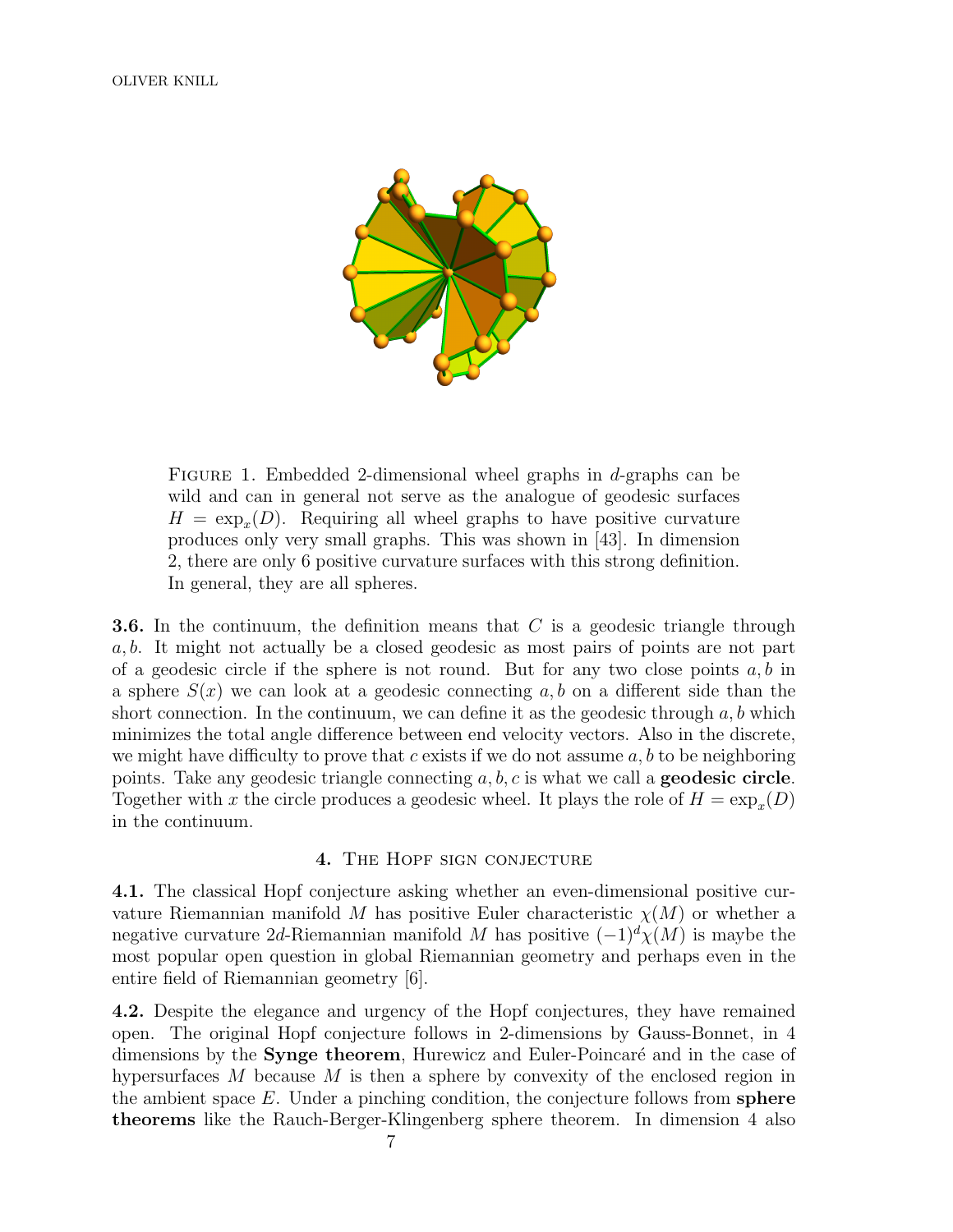FIGURE 1. Embedded 2-dimensional wheel graphs in $d$-graphs can be wild and can in general not serve as the analogue of geodesic surfaces $H = \exp_x(D)$. Requiring all wheel graphs to have positive curvature produces only very small graphs. This was shown in [43]. In dimension 2, there are only 6 positive curvature surfaces with this strong definition. In general, they are all spheres.

**3.6.** In the continuum, the definition means that $C$ is a geodesic triangle through $a, b$. It might not actually be a closed geodesic as most pairs of points are not part of a geodesic circle if the sphere is not round. But for any two close points $a, b$ in a sphere $S(x)$ we can look at a geodesic connecting $a, b$ on a different side than the short connection. In the continuum, we can define it as the geodesic through $a, b$ which minimizes the total angle difference between end velocity vectors. Also in the discrete, we might have difficulty to prove that $c$ exists if we do not assume $a, b$ to be neighboring points. Take any geodesic triangle connecting $a, b, c$ is what we call a **geodesic circle**. Together with $x$ the circle produces a geodesic wheel. It plays the role of $H = \exp_x(D)$ in the continuum.

## 4. The Hopf sign conjecture

**4.1.** The classical Hopf conjecture asking whether an even-dimensional positive curvature Riemannian manifold $M$ has positive Euler characteristic $\chi(M)$ or whether a negative curvature $2d$-Riemannian manifold $M$ has positive $(-1)^d\chi(M)$ is maybe the most popular open question in global Riemannian geometry and perhaps even in the entire field of Riemannian geometry [6].

**4.2.** Despite the elegance and urgency of the Hopf conjectures, they have remained open. The original Hopf conjecture follows in 2-dimensions by Gauss-Bonnet, in 4 dimensions by the **Synge theorem**, Hurewicz and Euler-Poincaré and in the case of hypersurfaces $M$ because $M$ is then a sphere by convexity of the enclosed region in the ambient space $E$. Under a pinching condition, the conjecture follows from **sphere theorems** like the Rauch-Berger-Klingenberg sphere theorem. In dimension 4 also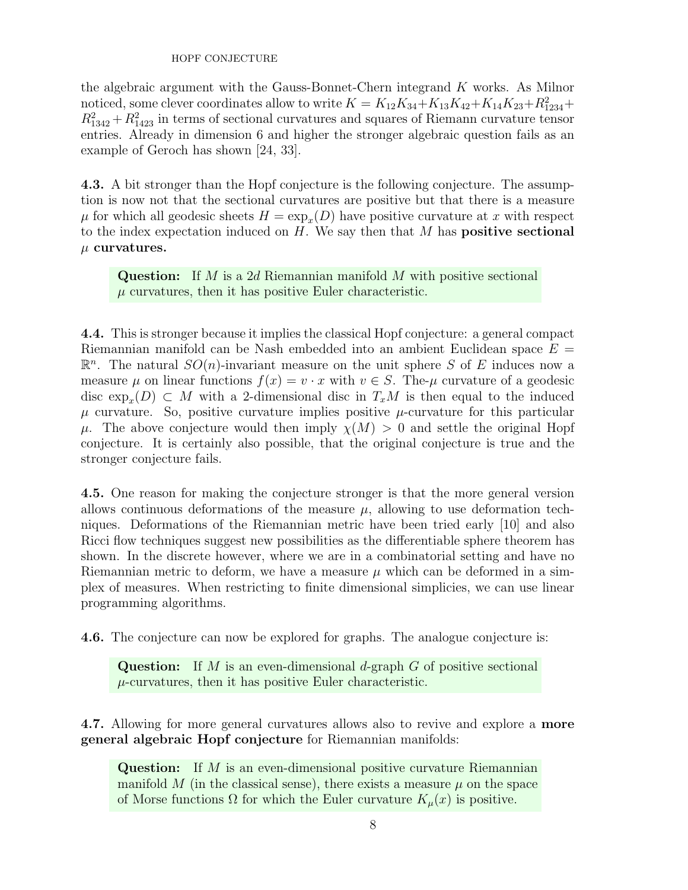the algebraic argument with the Gauss-Bonnet-Chern integrand $K$ works. As Milnor noticed, some clever coordinates allow to write $K = K_{12}K_{34} + K_{13}K_{42} + K_{14}K_{23} + R_{1234}^2 + R_{1342}^2 + R_{1423}^2$ in terms of sectional curvatures and squares of Riemann curvature tensor entries. Already in dimension 6 and higher the stronger algebraic question fails as an example of Geroch has shown [24, 33].

**4.3.** A bit stronger than the Hopf conjecture is the following conjecture. The assumption is now not that the sectional curvatures are positive but that there is a measure $\mu$ for which all geodesic sheets $H = \exp_x(D)$ have positive curvature at $x$ with respect to the index expectation induced on $H$. We say then that $M$ has **positive sectional $\mu$ curvatures.**

> **Question:** If $M$ is a $2d$ Riemannian manifold $M$ with positive sectional $\mu$ curvatures, then it has positive Euler characteristic.

**4.4.** This is stronger because it implies the classical Hopf conjecture: a general compact Riemannian manifold can be Nash embedded into an ambient Euclidean space $E = \mathbb{R}^n$. The natural $SO(n)$-invariant measure on the unit sphere $S$ of $E$ induces now a measure $\mu$ on linear functions $f(x) = v \cdot x$ with $v \in S$. The-$\mu$ curvature of a geodesic disc $\exp_x(D) \subset M$ with a 2-dimensional disc in $T_xM$ is then equal to the induced $\mu$ curvature. So, positive curvature implies positive $\mu$-curvature for this particular $\mu$. The above conjecture would then imply $\chi(M) > 0$ and settle the original Hopf conjecture. It is certainly also possible, that the original conjecture is true and the stronger conjecture fails.

**4.5.** One reason for making the conjecture stronger is that the more general version allows continuous deformations of the measure $\mu$, allowing to use deformation techniques. Deformations of the Riemannian metric have been tried early [10] and also Ricci flow techniques suggest new possibilities as the differentiable sphere theorem has shown. In the discrete however, where we are in a combinatorial setting and have no Riemannian metric to deform, we have a measure $\mu$ which can be deformed in a simplex of measures. When restricting to finite dimensional simplicies, we can use linear programming algorithms.

**4.6.** The conjecture can now be explored for graphs. The analogue conjecture is:

> **Question:** If $M$ is an even-dimensional $d$-graph $G$ of positive sectional $\mu$-curvatures, then it has positive Euler characteristic.

**4.7.** Allowing for more general curvatures allows also to revive and explore a **more general algebraic Hopf conjecture** for Riemannian manifolds:

> **Question:** If $M$ is an even-dimensional positive curvature Riemannian manifold $M$ (in the classical sense), there exists a measure $\mu$ on the space of Morse functions $\Omega$ for which the Euler curvature $K_\mu(x)$ is positive.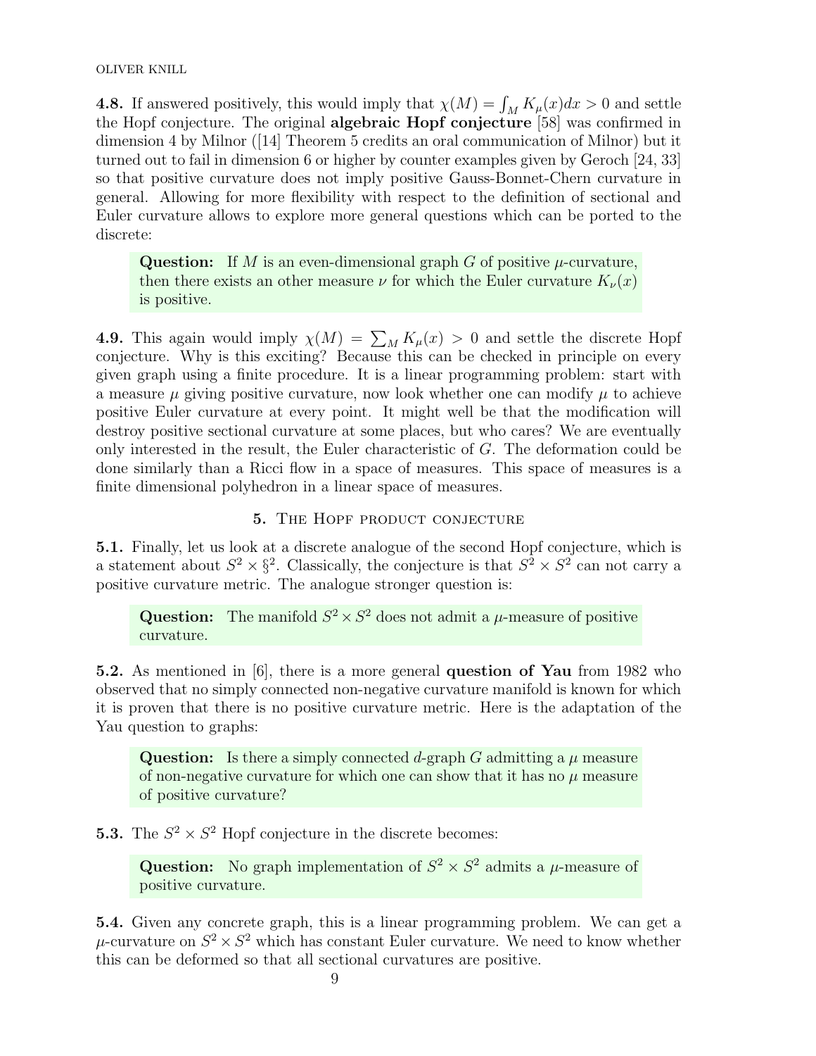**4.8.** If answered positively, this would imply that $\chi(M) = \int_M K_\mu(x) dx > 0$ and settle the Hopf conjecture. The original **algebraic Hopf conjecture** [58] was confirmed in dimension 4 by Milnor ([14] Theorem 5 credits an oral communication of Milnor) but it turned out to fail in dimension 6 or higher by counter examples given by Geroch [24, 33] so that positive curvature does not imply positive Gauss-Bonnet-Chern curvature in general. Allowing for more flexibility with respect to the definition of sectional and Euler curvature allows to explore more general questions which can be ported to the discrete:

> **Question:** If $M$ is an even-dimensional graph $G$ of positive $\mu$-curvature, then there exists an other measure $\nu$ for which the Euler curvature $K_\nu(x)$ is positive.

**4.9.** This again would imply $\chi(M) = \sum_M K_\mu(x) > 0$ and settle the discrete Hopf conjecture. Why is this exciting? Because this can be checked in principle on every given graph using a finite procedure. It is a linear programming problem: start with a measure $\mu$ giving positive curvature, now look whether one can modify $\mu$ to achieve positive Euler curvature at every point. It might well be that the modification will destroy positive sectional curvature at some places, but who cares? We are eventually only interested in the result, the Euler characteristic of $G$. The deformation could be done similarly than a Ricci flow in a space of measures. This space of measures is a finite dimensional polyhedron in a linear space of measures.

## 5. The Hopf product conjecture

**5.1.** Finally, let us look at a discrete analogue of the second Hopf conjecture, which is a statement about $S^2 \times \S^2$. Classically, the conjecture is that $S^2 \times S^2$ can not carry a positive curvature metric. The analogue stronger question is:

> **Question:** The manifold $S^2 \times S^2$ does not admit a $\mu$-measure of positive curvature.

**5.2.** As mentioned in [6], there is a more general **question of Yau** from 1982 who observed that no simply connected non-negative curvature manifold is known for which it is proven that there is no positive curvature metric. Here is the adaptation of the Yau question to graphs:

> **Question:** Is there a simply connected $d$-graph $G$ admitting a $\mu$ measure of non-negative curvature for which one can show that it has no $\mu$ measure of positive curvature?

**5.3.** The $S^2 \times S^2$ Hopf conjecture in the discrete becomes:

> **Question:** No graph implementation of $S^2 \times S^2$ admits a $\mu$-measure of positive curvature.

**5.4.** Given any concrete graph, this is a linear programming problem. We can get a $\mu$-curvature on $S^2 \times S^2$ which has constant Euler curvature. We need to know whether this can be deformed so that all sectional curvatures are positive.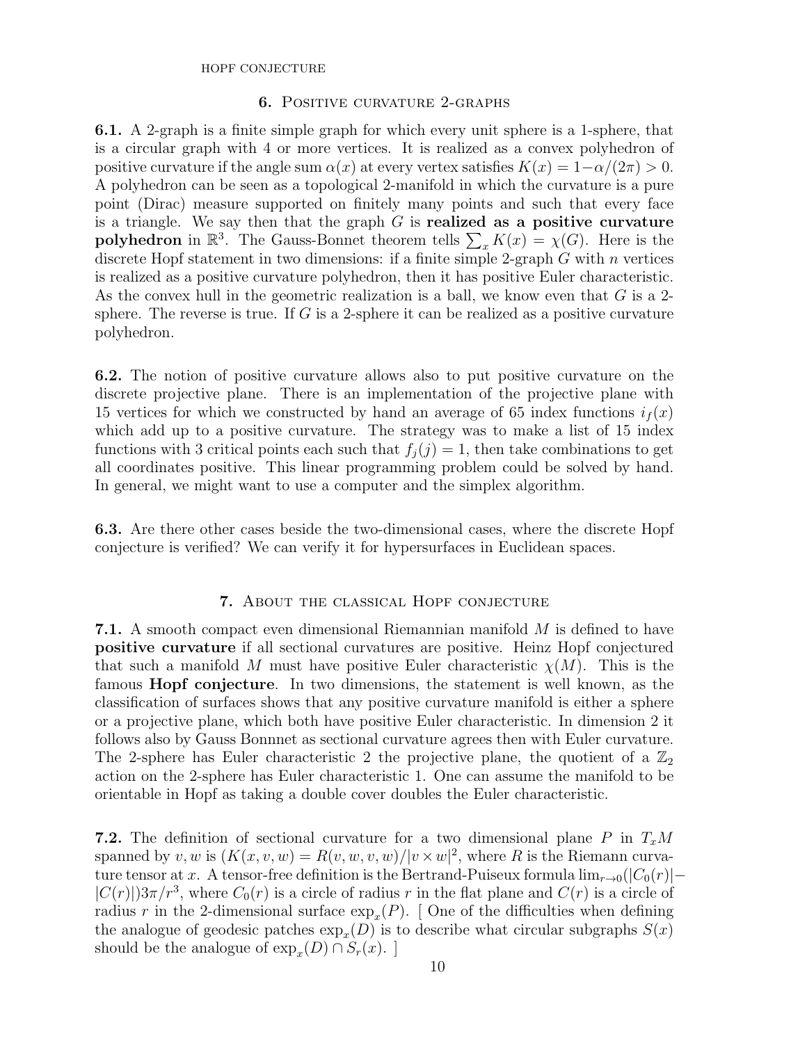## 6. Positive curvature 2-graphs

**6.1.** A 2-graph is a finite simple graph for which every unit sphere is a 1-sphere, that is a circular graph with 4 or more vertices. It is realized as a convex polyhedron of positive curvature if the angle sum $\alpha(x)$ at every vertex satisfies $K(x) = 1 - \alpha/(2\pi) > 0$. A polyhedron can be seen as a topological 2-manifold in which the curvature is a pure point (Dirac) measure supported on finitely many points and such that every face is a triangle. We say then that the graph $G$ is **realized as a positive curvature polyhedron** in $\mathbb{R}^3$. The Gauss-Bonnet theorem tells $\sum_x K(x) = \chi(G)$. Here is the discrete Hopf statement in two dimensions: if a finite simple 2-graph $G$ with $n$ vertices is realized as a positive curvature polyhedron, then it has positive Euler characteristic. As the convex hull in the geometric realization is a ball, we know even that $G$ is a 2-sphere. The reverse is true. If $G$ is a 2-sphere it can be realized as a positive curvature polyhedron.

**6.2.** The notion of positive curvature allows also to put positive curvature on the discrete projective plane. There is an implementation of the projective plane with 15 vertices for which we constructed by hand an average of 65 index functions $i_f(x)$ which add up to a positive curvature. The strategy was to make a list of 15 index functions with 3 critical points each such that $f_j(j) = 1$, then take combinations to get all coordinates positive. This linear programming problem could be solved by hand. In general, we might want to use a computer and the simplex algorithm.

**6.3.** Are there other cases beside the two-dimensional cases, where the discrete Hopf conjecture is verified? We can verify it for hypersurfaces in Euclidean spaces.

## 7. About the classical Hopf conjecture

**7.1.** A smooth compact even dimensional Riemannian manifold $M$ is defined to have **positive curvature** if all sectional curvatures are positive. Heinz Hopf conjectured that such a manifold $M$ must have positive Euler characteristic $\chi(M)$. This is the famous **Hopf conjecture**. In two dimensions, the statement is well known, as the classification of surfaces shows that any positive curvature manifold is either a sphere or a projective plane, which both have positive Euler characteristic. In dimension 2 it follows also by Gauss Bonnnet as sectional curvature agrees then with Euler curvature. The 2-sphere has Euler characteristic 2 the projective plane, the quotient of a $\mathbb{Z}_2$ action on the 2-sphere has Euler characteristic 1. One can assume the manifold to be orientable in Hopf as taking a double cover doubles the Euler characteristic.

**7.2.** The definition of sectional curvature for a two dimensional plane $P$ in $T_xM$ spanned by $v, w$ is $(K(x, v, w) = R(v, w, v, w)/|v \times w|^2$, where $R$ is the Riemann curvature tensor at $x$. A tensor-free definition is the Bertrand-Puiseux formula $\lim_{r \to 0}(|C_0(r)| - |C(r)|)3\pi/r^3$, where $C_0(r)$ is a circle of radius $r$ in the flat plane and $C(r)$ is a circle of radius $r$ in the 2-dimensional surface $\exp_x(P)$. [ One of the difficulties when defining the analogue of geodesic patches $\exp_x(D)$ is to describe what circular subgraphs $S(x)$ should be the analogue of $\exp_x(D) \cap S_r(x)$. ]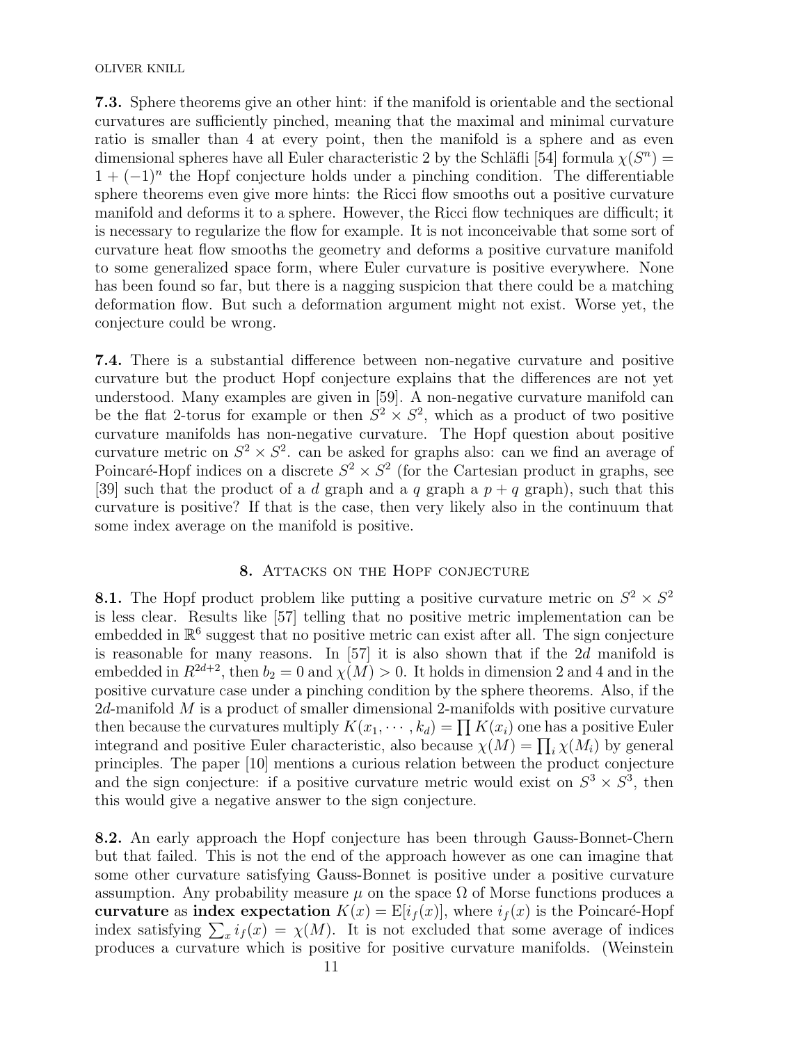**7.3.** Sphere theorems give an other hint: if the manifold is orientable and the sectional curvatures are sufficiently pinched, meaning that the maximal and minimal curvature ratio is smaller than 4 at every point, then the manifold is a sphere and as even dimensional spheres have all Euler characteristic 2 by the Schläfli [54] formula $\chi(S^n) = 1 + (-1)^n$ the Hopf conjecture holds under a pinching condition. The differentiable sphere theorems even give more hints: the Ricci flow smooths out a positive curvature manifold and deforms it to a sphere. However, the Ricci flow techniques are difficult; it is necessary to regularize the flow for example. It is not inconceivable that some sort of curvature heat flow smooths the geometry and deforms a positive curvature manifold to some generalized space form, where Euler curvature is positive everywhere. None has been found so far, but there is a nagging suspicion that there could be a matching deformation flow. But such a deformation argument might not exist. Worse yet, the conjecture could be wrong.

**7.4.** There is a substantial difference between non-negative curvature and positive curvature but the product Hopf conjecture explains that the differences are not yet understood. Many examples are given in [59]. A non-negative curvature manifold can be the flat 2-torus for example or then $S^2 \times S^2$, which as a product of two positive curvature manifolds has non-negative curvature. The Hopf question about positive curvature metric on $S^2 \times S^2$. can be asked for graphs also: can we find an average of Poincaré-Hopf indices on a discrete $S^2 \times S^2$ (for the Cartesian product in graphs, see [39] such that the product of a $d$ graph and a $q$ graph a $p + q$ graph), such that this curvature is positive? If that is the case, then very likely also in the continuum that some index average on the manifold is positive.

## 8. Attacks on the Hopf conjecture

**8.1.** The Hopf product problem like putting a positive curvature metric on $S^2 \times S^2$ is less clear. Results like [57] telling that no positive metric implementation can be embedded in $\mathbb{R}^6$ suggest that no positive metric can exist after all. The sign conjecture is reasonable for many reasons. In [57] it is also shown that if the $2d$ manifold is embedded in $R^{2d+2}$, then $b_2 = 0$ and $\chi(M) > 0$. It holds in dimension 2 and 4 and in the positive curvature case under a pinching condition by the sphere theorems. Also, if the $2d$-manifold $M$ is a product of smaller dimensional 2-manifolds with positive curvature then because the curvatures multiply $K(x_1, \cdots, k_d) = \prod K(x_i)$ one has a positive Euler integrand and positive Euler characteristic, also because $\chi(M) = \prod_i \chi(M_i)$ by general principles. The paper [10] mentions a curious relation between the product conjecture and the sign conjecture: if a positive curvature metric would exist on $S^3 \times S^3$, then this would give a negative answer to the sign conjecture.

**8.2.** An early approach the Hopf conjecture has been through Gauss-Bonnet-Chern but that failed. This is not the end of the approach however as one can imagine that some other curvature satisfying Gauss-Bonnet is positive under a positive curvature assumption. Any probability measure $\mu$ on the space $\Omega$ of Morse functions produces a **curvature** as **index expectation** $K(x) = \mathrm{E}[i_f(x)]$, where $i_f(x)$ is the Poincaré-Hopf index satisfying $\sum_x i_f(x) = \chi(M)$. It is not excluded that some average of indices produces a curvature which is positive for positive curvature manifolds. (Weinstein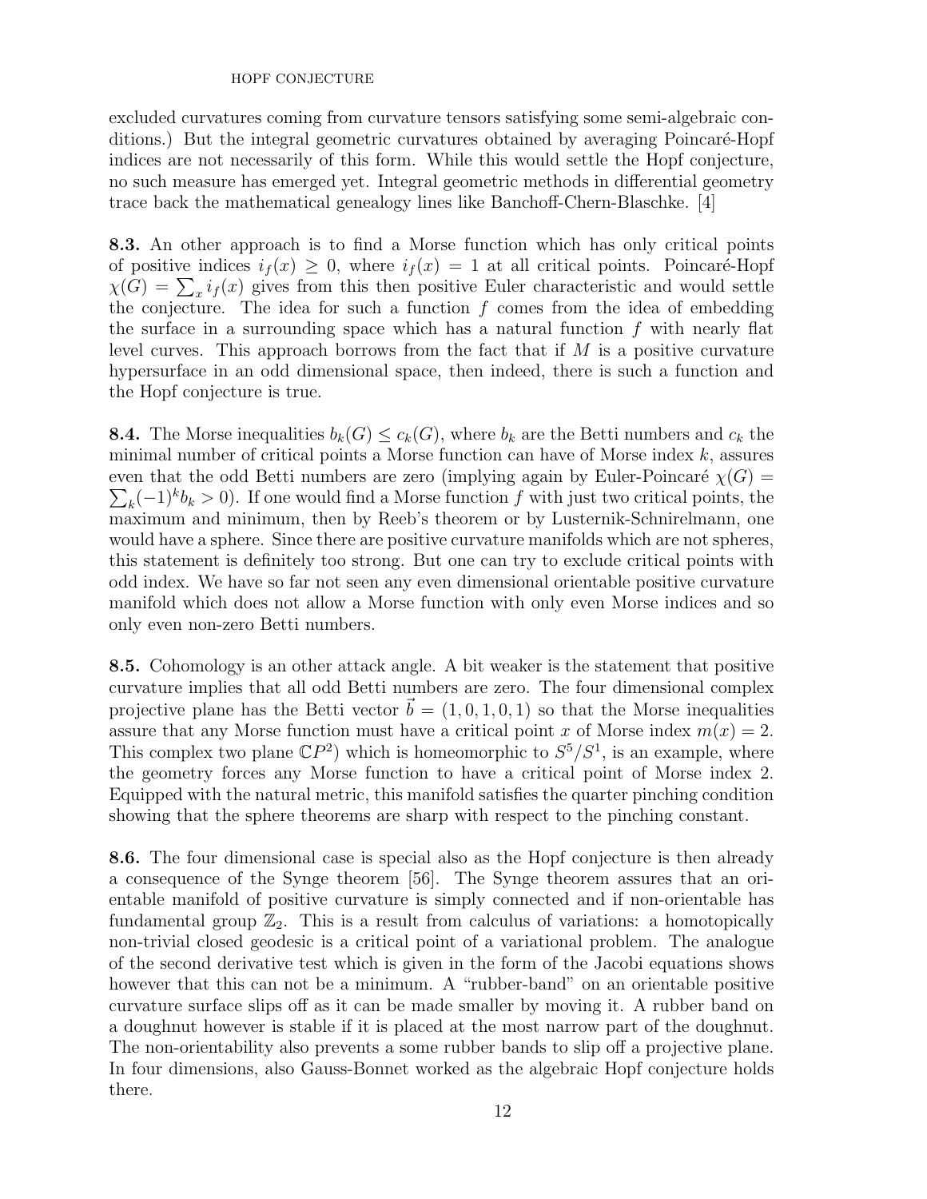excluded curvatures coming from curvature tensors satisfying some semi-algebraic conditions.) But the integral geometric curvatures obtained by averaging Poincaré-Hopf indices are not necessarily of this form. While this would settle the Hopf conjecture, no such measure has emerged yet. Integral geometric methods in differential geometry trace back the mathematical genealogy lines like Banchoff-Chern-Blaschke. [4]

**8.3.** An other approach is to find a Morse function which has only critical points of positive indices $i_f(x) \geq 0$, where $i_f(x) = 1$ at all critical points. Poincaré-Hopf $\chi(G) = \sum_x i_f(x)$ gives from this then positive Euler characteristic and would settle the conjecture. The idea for such a function $f$ comes from the idea of embedding the surface in a surrounding space which has a natural function $f$ with nearly flat level curves. This approach borrows from the fact that if $M$ is a positive curvature hypersurface in an odd dimensional space, then indeed, there is such a function and the Hopf conjecture is true.

**8.4.** The Morse inequalities $b_k(G) \leq c_k(G)$, where $b_k$ are the Betti numbers and $c_k$ the minimal number of critical points a Morse function can have of Morse index $k$, assures even that the odd Betti numbers are zero (implying again by Euler-Poincaré $\chi(G) = \sum_k (-1)^k b_k > 0$). If one would find a Morse function $f$ with just two critical points, the maximum and minimum, then by Reeb's theorem or by Lusternik-Schnirelmann, one would have a sphere. Since there are positive curvature manifolds which are not spheres, this statement is definitely too strong. But one can try to exclude critical points with odd index. We have so far not seen any even dimensional orientable positive curvature manifold which does not allow a Morse function with only even Morse indices and so only even non-zero Betti numbers.

**8.5.** Cohomology is an other attack angle. A bit weaker is the statement that positive curvature implies that all odd Betti numbers are zero. The four dimensional complex projective plane has the Betti vector $\vec{b} = (1, 0, 1, 0, 1)$ so that the Morse inequalities assure that any Morse function must have a critical point $x$ of Morse index $m(x) = 2$. This complex two plane $\mathbb{C}P^2$) which is homeomorphic to $S^5/S^1$, is an example, where the geometry forces any Morse function to have a critical point of Morse index 2. Equipped with the natural metric, this manifold satisfies the quarter pinching condition showing that the sphere theorems are sharp with respect to the pinching constant.

**8.6.** The four dimensional case is special also as the Hopf conjecture is then already a consequence of the Synge theorem [56]. The Synge theorem assures that an orientable manifold of positive curvature is simply connected and if non-orientable has fundamental group $\mathbb{Z}_2$. This is a result from calculus of variations: a homotopically non-trivial closed geodesic is a critical point of a variational problem. The analogue of the second derivative test which is given in the form of the Jacobi equations shows however that this can not be a minimum. A "rubber-band" on an orientable positive curvature surface slips off as it can be made smaller by moving it. A rubber band on a doughnut however is stable if it is placed at the most narrow part of the doughnut. The non-orientability also prevents a some rubber bands to slip off a projective plane. In four dimensions, also Gauss-Bonnet worked as the algebraic Hopf conjecture holds there.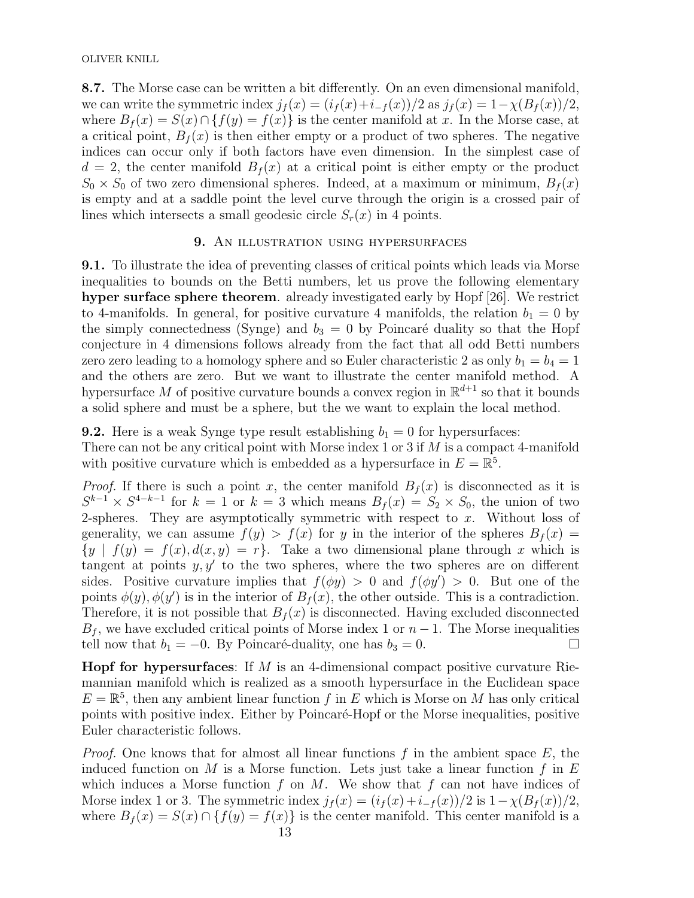**8.7.** The Morse case can be written a bit differently. On an even dimensional manifold, we can write the symmetric index $j_f(x) = (i_f(x)+i_{-f}(x))/2$ as $j_f(x) = 1-\chi(B_f(x))/2$, where $B_f(x) = S(x) \cap \{f(y) = f(x)\}$ is the center manifold at $x$. In the Morse case, at a critical point, $B_f(x)$ is then either empty or a product of two spheres. The negative indices can occur only if both factors have even dimension. In the simplest case of $d = 2$, the center manifold $B_f(x)$ at a critical point is either empty or the product $S_0 \times S_0$ of two zero dimensional spheres. Indeed, at a maximum or minimum, $B_f(x)$ is empty and at a saddle point the level curve through the origin is a crossed pair of lines which intersects a small geodesic circle $S_r(x)$ in 4 points.

## 9. An illustration using hypersurfaces

**9.1.** To illustrate the idea of preventing classes of critical points which leads via Morse inequalities to bounds on the Betti numbers, let us prove the following elementary **hyper surface sphere theorem**. already investigated early by Hopf [26]. We restrict to 4-manifolds. In general, for positive curvature 4 manifolds, the relation $b_1 = 0$ by the simply connectedness (Synge) and $b_3 = 0$ by Poincaré duality so that the Hopf conjecture in 4 dimensions follows already from the fact that all odd Betti numbers zero zero leading to a homology sphere and so Euler characteristic 2 as only $b_1 = b_4 = 1$ and the others are zero. But we want to illustrate the center manifold method. A hypersurface $M$ of positive curvature bounds a convex region in $\mathbb{R}^{d+1}$ so that it bounds a solid sphere and must be a sphere, but the we want to explain the local method.

**9.2.** Here is a weak Synge type result establishing $b_1 = 0$ for hypersurfaces:
There can not be any critical point with Morse index 1 or 3 if $M$ is a compact 4-manifold with positive curvature which is embedded as a hypersurface in $E = \mathbb{R}^5$.

*Proof.* If there is such a point $x$, the center manifold $B_f(x)$ is disconnected as it is $S^{k-1} \times S^{4-k-1}$ for $k = 1$ or $k = 3$ which means $B_f(x) = S_2 \times S_0$, the union of two 2-spheres. They are asymptotically symmetric with respect to $x$. Without loss of generality, we can assume $f(y) > f(x)$ for $y$ in the interior of the spheres $B_f(x) = \{y \mid f(y) = f(x), d(x, y) = r\}$. Take a two dimensional plane through $x$ which is tangent at points $y, y'$ to the two spheres, where the two spheres are on different sides. Positive curvature implies that $f(\phi y) > 0$ and $f(\phi y') > 0$. But one of the points $\phi(y), \phi(y')$ is in the interior of $B_f(x)$, the other outside. This is a contradiction. Therefore, it is not possible that $B_f(x)$ is disconnected. Having excluded disconnected $B_f$, we have excluded critical points of Morse index 1 or $n-1$. The Morse inequalities tell now that $b_1 = -0$. By Poincaré-duality, one has $b_3 = 0$. □

**Hopf for hypersurfaces**: If $M$ is an 4-dimensional compact positive curvature Riemannian manifold which is realized as a smooth hypersurface in the Euclidean space $E = \mathbb{R}^5$, then any ambient linear function $f$ in $E$ which is Morse on $M$ has only critical points with positive index. Either by Poincaré-Hopf or the Morse inequalities, positive Euler characteristic follows.

*Proof.* One knows that for almost all linear functions $f$ in the ambient space $E$, the induced function on $M$ is a Morse function. Lets just take a linear function $f$ in $E$ which induces a Morse function $f$ on $M$. We show that $f$ can not have indices of Morse index 1 or 3. The symmetric index $j_f(x) = (i_f(x)+i_{-f}(x))/2$ is $1-\chi(B_f(x))/2$, where $B_f(x) = S(x) \cap \{f(y) = f(x)\}$ is the center manifold. This center manifold is a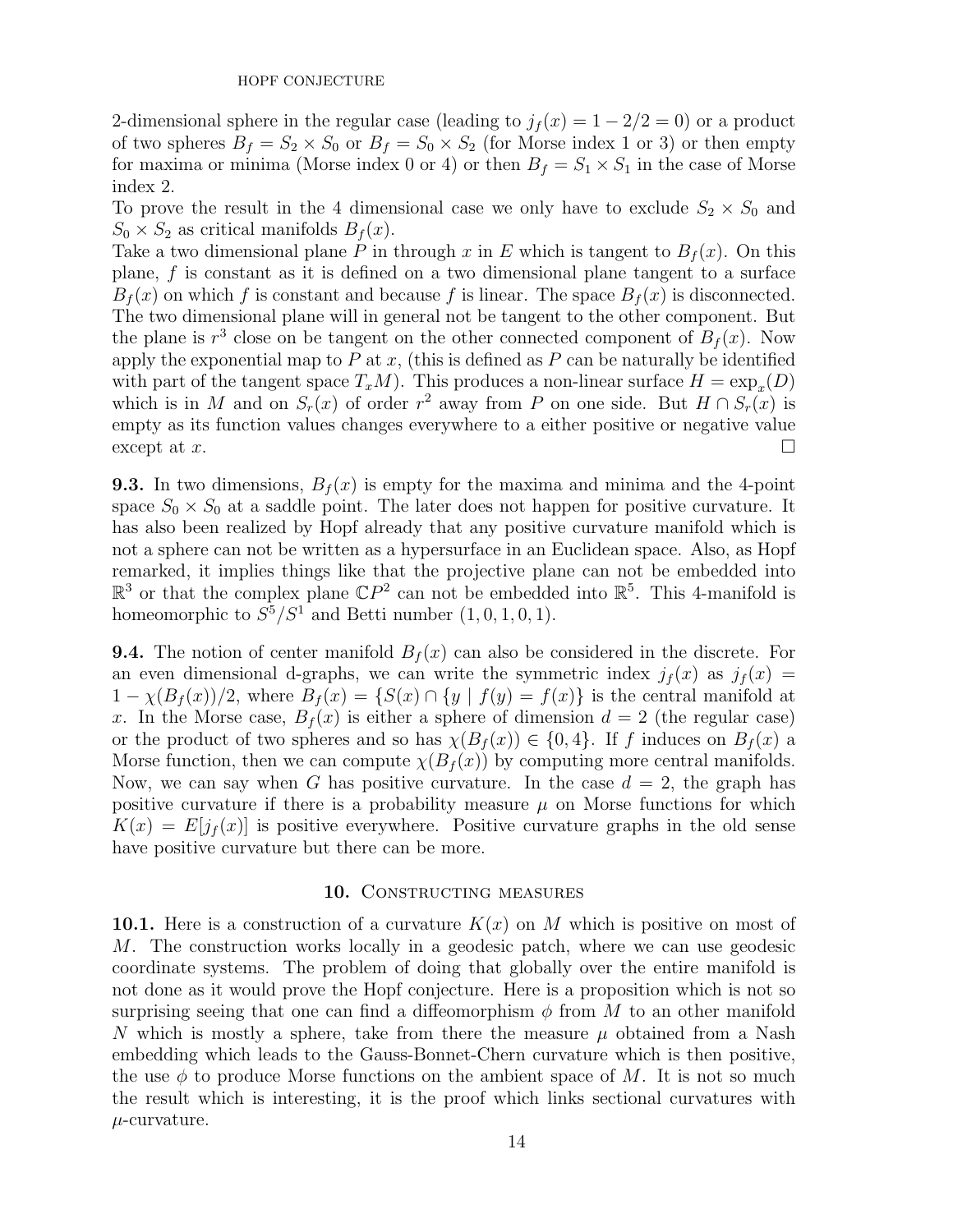2-dimensional sphere in the regular case (leading to $j_f(x) = 1 - 2/2 = 0$) or a product of two spheres $B_f = S_2 \times S_0$ or $B_f = S_0 \times S_2$ (for Morse index 1 or 3) or then empty for maxima or minima (Morse index 0 or 4) or then $B_f = S_1 \times S_1$ in the case of Morse index 2.
To prove the result in the 4 dimensional case we only have to exclude $S_2 \times S_0$ and $S_0 \times S_2$ as critical manifolds $B_f(x)$.
Take a two dimensional plane $P$ in through $x$ in $E$ which is tangent to $B_f(x)$. On this plane, $f$ is constant as it is defined on a two dimensional plane tangent to a surface $B_f(x)$ on which $f$ is constant and because $f$ is linear. The space $B_f(x)$ is disconnected. The two dimensional plane will in general not be tangent to the other component. But the plane is $r^3$ close on be tangent on the other connected component of $B_f(x)$. Now apply the exponential map to $P$ at $x$, (this is defined as $P$ can be naturally be identified with part of the tangent space $T_xM$). This produces a non-linear surface $H = \exp_x(D)$ which is in $M$ and on $S_r(x)$ of order $r^2$ away from $P$ on one side. But $H \cap S_r(x)$ is empty as its function values changes everywhere to a either positive or negative value except at $x$. $\square$

**9.3.** In two dimensions, $B_f(x)$ is empty for the maxima and minima and the 4-point space $S_0 \times S_0$ at a saddle point. The later does not happen for positive curvature. It has also been realized by Hopf already that any positive curvature manifold which is not a sphere can not be written as a hypersurface in an Euclidean space. Also, as Hopf remarked, it implies things like that the projective plane can not be embedded into $\mathbb{R}^3$ or that the complex plane $\mathbb{C}P^2$ can not be embedded into $\mathbb{R}^5$. This 4-manifold is homeomorphic to $S^5/S^1$ and Betti number $(1, 0, 1, 0, 1)$.

**9.4.** The notion of center manifold $B_f(x)$ can also be considered in the discrete. For an even dimensional d-graphs, we can write the symmetric index $j_f(x)$ as $j_f(x) = 1 - \chi(B_f(x))/2$, where $B_f(x) = \{S(x) \cap \{y \mid f(y) = f(x)\}$ is the central manifold at $x$. In the Morse case, $B_f(x)$ is either a sphere of dimension $d = 2$ (the regular case) or the product of two spheres and so has $\chi(B_f(x)) \in \{0, 4\}$. If $f$ induces on $B_f(x)$ a Morse function, then we can compute $\chi(B_f(x))$ by computing more central manifolds. Now, we can say when $G$ has positive curvature. In the case $d = 2$, the graph has positive curvature if there is a probability measure $\mu$ on Morse functions for which $K(x) = E[j_f(x)]$ is positive everywhere. Positive curvature graphs in the old sense have positive curvature but there can be more.

## 10. Constructing measures

**10.1.** Here is a construction of a curvature $K(x)$ on $M$ which is positive on most of $M$. The construction works locally in a geodesic patch, where we can use geodesic coordinate systems. The problem of doing that globally over the entire manifold is not done as it would prove the Hopf conjecture. Here is a proposition which is not so surprising seeing that one can find a diffeomorphism $\phi$ from $M$ to an other manifold $N$ which is mostly a sphere, take from there the measure $\mu$ obtained from a Nash embedding which leads to the Gauss-Bonnet-Chern curvature which is then positive, the use $\phi$ to produce Morse functions on the ambient space of $M$. It is not so much the result which is interesting, it is the proof which links sectional curvatures with $\mu$-curvature.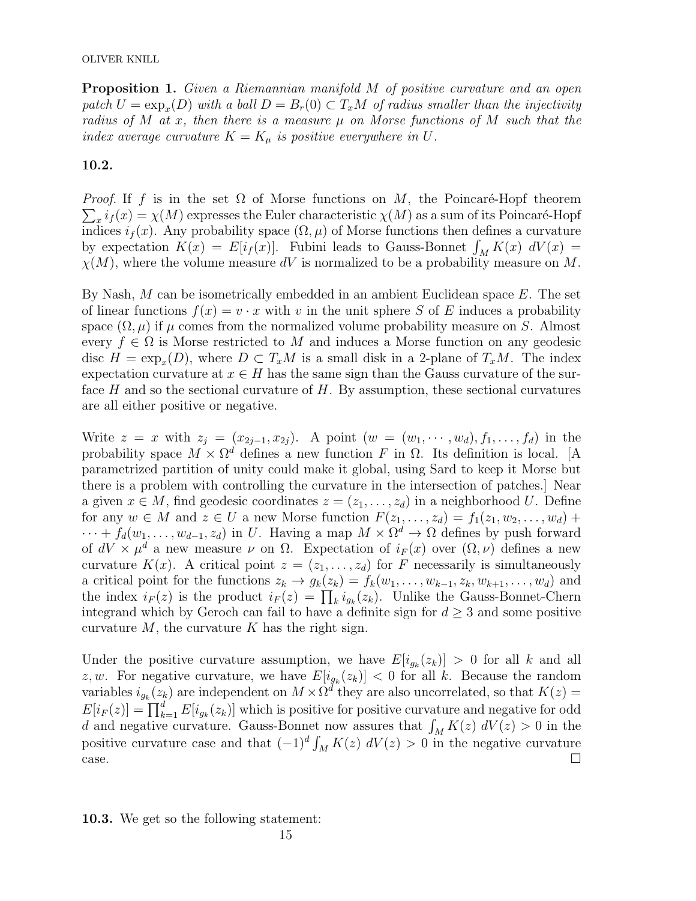**Proposition 1.** *Given a Riemannian manifold $M$ of positive curvature and an open patch $U = \exp_x(D)$ with a ball $D = B_r(0) \subset T_xM$ of radius smaller than the injectivity radius of $M$ at $x$, then there is a measure $\mu$ on Morse functions of $M$ such that the index average curvature $K = K_\mu$ is positive everywhere in $U$.*

**10.2.**

*Proof.* If $f$ is in the set $\Omega$ of Morse functions on $M$, the Poincaré-Hopf theorem $\sum_x i_f(x) = \chi(M)$ expresses the Euler characteristic $\chi(M)$ as a sum of its Poincaré-Hopf indices $i_f(x)$. Any probability space $(\Omega, \mu)$ of Morse functions then defines a curvature by expectation $K(x) = E[i_f(x)]$. Fubini leads to Gauss-Bonnet $\int_M K(x)\ dV(x) = \chi(M)$, where the volume measure $dV$ is normalized to be a probability measure on $M$.

By Nash, $M$ can be isometrically embedded in an ambient Euclidean space $E$. The set of linear functions $f(x) = v \cdot x$ with $v$ in the unit sphere $S$ of $E$ induces a probability space $(\Omega, \mu)$ if $\mu$ comes from the normalized volume probability measure on $S$. Almost every $f \in \Omega$ is Morse restricted to $M$ and induces a Morse function on any geodesic disc $H = \exp_x(D)$, where $D \subset T_xM$ is a small disk in a 2-plane of $T_xM$. The index expectation curvature at $x \in H$ has the same sign than the Gauss curvature of the surface $H$ and so the sectional curvature of $H$. By assumption, these sectional curvatures are all either positive or negative.

Write $z = x$ with $z_j = (x_{2j-1}, x_{2j})$. A point $(w = (w_1, \cdots, w_d), f_1, \dots, f_d)$ in the probability space $M \times \Omega^d$ defines a new function $F$ in $\Omega$. Its definition is local. [A parametrized partition of unity could make it global, using Sard to keep it Morse but there is a problem with controlling the curvature in the intersection of patches.] Near a given $x \in M$, find geodesic coordinates $z = (z_1, \dots, z_d)$ in a neighborhood $U$. Define for any $w \in M$ and $z \in U$ a new Morse function $F(z_1, \dots, z_d) = f_1(z_1, w_2, \dots, w_d) + \cdots + f_d(w_1, \dots, w_{d-1}, z_d)$ in $U$. Having a map $M \times \Omega^d \to \Omega$ defines by push forward of $dV \times \mu^d$ a new measure $\nu$ on $\Omega$. Expectation of $i_F(x)$ over $(\Omega, \nu)$ defines a new curvature $K(x)$. A critical point $z = (z_1, \dots, z_d)$ for $F$ necessarily is simultaneously a critical point for the functions $z_k \to g_k(z_k) = f_k(w_1, \dots, w_{k-1}, z_k, w_{k+1}, \dots, w_d)$ and the index $i_F(z)$ is the product $i_F(z) = \prod_k i_{g_k}(z_k)$. Unlike the Gauss-Bonnet-Chern integrand which by Geroch can fail to have a definite sign for $d \geq 3$ and some positive curvature $M$, the curvature $K$ has the right sign.

Under the positive curvature assumption, we have $E[i_{g_k}(z_k)] > 0$ for all $k$ and all $z, w$. For negative curvature, we have $E[i_{g_k}(z_k)] < 0$ for all $k$. Because the random variables $i_{g_k}(z_k)$ are independent on $M \times \Omega^d$ they are also uncorrelated, so that $K(z) = E[i_F(z)] = \prod_{k=1}^d E[i_{g_k}(z_k)]$ which is positive for positive curvature and negative for odd $d$ and negative curvature. Gauss-Bonnet now assures that $\int_M K(z)\ dV(z) > 0$ in the positive curvature case and that $(-1)^d \int_M K(z)\ dV(z) > 0$ in the negative curvature case. $\square$

**10.3.** We get so the following statement: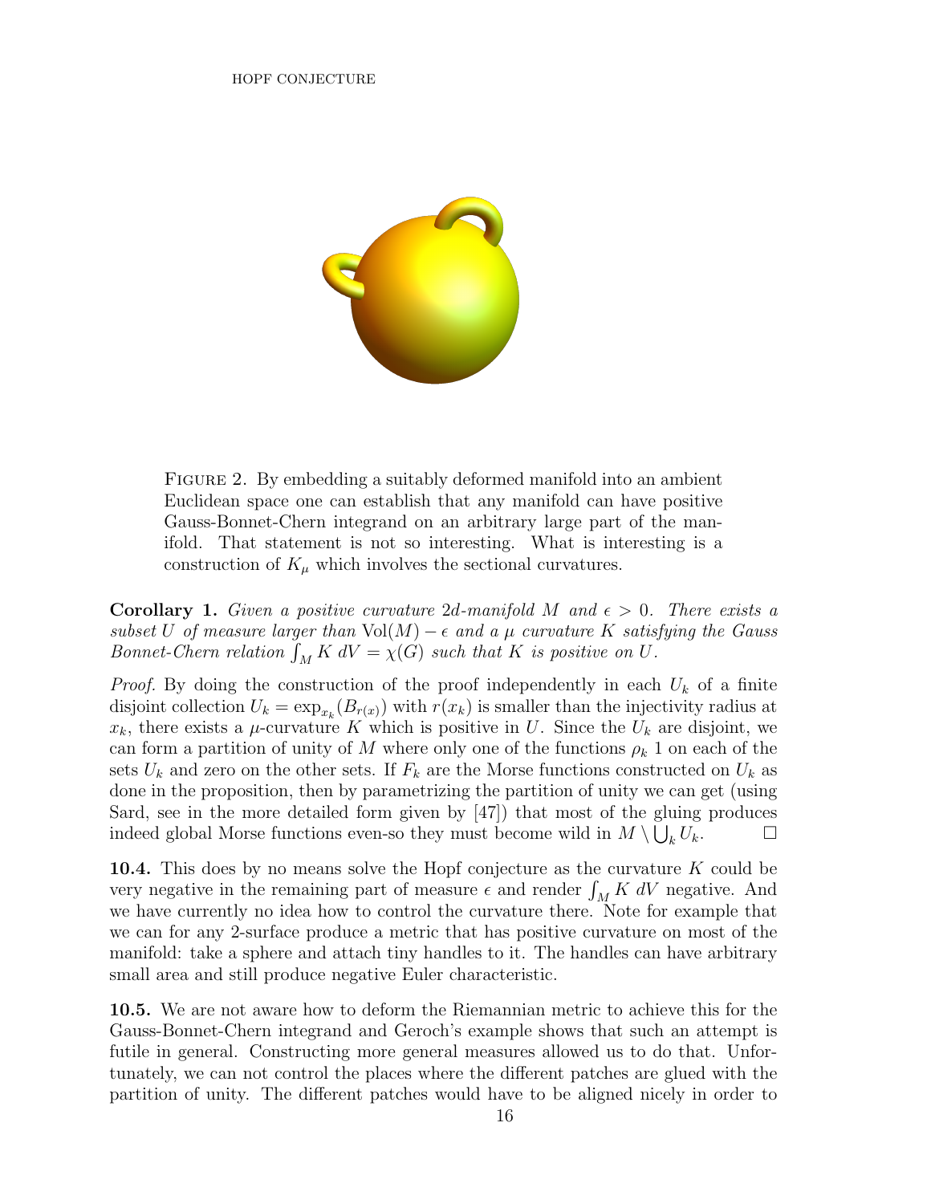FIGURE 2. By embedding a suitably deformed manifold into an ambient Euclidean space one can establish that any manifold can have positive Gauss-Bonnet-Chern integrand on an arbitrary large part of the manifold. That statement is not so interesting. What is interesting is a construction of $K_\mu$ which involves the sectional curvatures.

**Corollary 1.** *Given a positive curvature 2d-manifold $M$ and $\epsilon > 0$. There exists a subset $U$ of measure larger than $\text{Vol}(M) - \epsilon$ and a $\mu$ curvature $K$ satisfying the Gauss Bonnet-Chern relation $\int_M K \, dV = \chi(G)$ such that $K$ is positive on $U$.*

*Proof.* By doing the construction of the proof independently in each $U_k$ of a finite disjoint collection $U_k = \exp_{x_k}(B_{r(x)})$ with $r(x_k)$ is smaller than the injectivity radius at $x_k$, there exists a $\mu$-curvature $K$ which is positive in $U$. Since the $U_k$ are disjoint, we can form a partition of unity of $M$ where only one of the functions $\rho_k$ 1 on each of the sets $U_k$ and zero on the other sets. If $F_k$ are the Morse functions constructed on $U_k$ as done in the proposition, then by parametrizing the partition of unity we can get (using Sard, see in the more detailed form given by [47]) that most of the gluing produces indeed global Morse functions even-so they must become wild in $M \setminus \bigcup_k U_k$. □

**10.4.** This does by no means solve the Hopf conjecture as the curvature $K$ could be very negative in the remaining part of measure $\epsilon$ and render $\int_M K \, dV$ negative. And we have currently no idea how to control the curvature there. Note for example that we can for any 2-surface produce a metric that has positive curvature on most of the manifold: take a sphere and attach tiny handles to it. The handles can have arbitrary small area and still produce negative Euler characteristic.

**10.5.** We are not aware how to deform the Riemannian metric to achieve this for the Gauss-Bonnet-Chern integrand and Geroch's example shows that such an attempt is futile in general. Constructing more general measures allowed us to do that. Unfortunately, we can not control the places where the different patches are glued with the partition of unity. The different patches would have to be aligned nicely in order to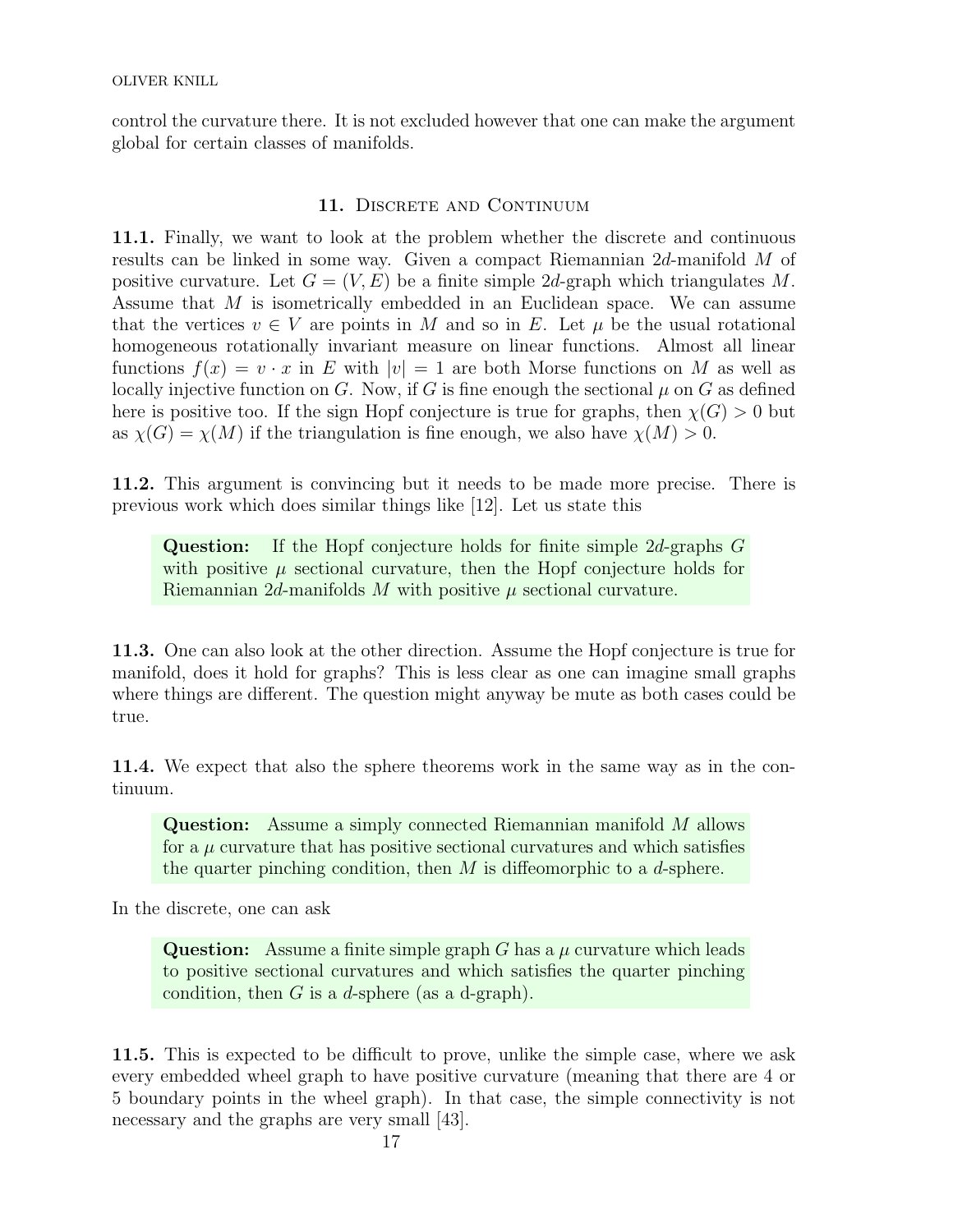control the curvature there. It is not excluded however that one can make the argument global for certain classes of manifolds.

## 11. Discrete and Continuum

**11.1.** Finally, we want to look at the problem whether the discrete and continuous results can be linked in some way. Given a compact Riemannian $2d$-manifold $M$ of positive curvature. Let $G = (V, E)$ be a finite simple $2d$-graph which triangulates $M$. Assume that $M$ is isometrically embedded in an Euclidean space. We can assume that the vertices $v \in V$ are points in $M$ and so in $E$. Let $\mu$ be the usual rotational homogeneous rotationally invariant measure on linear functions. Almost all linear functions $f(x) = v \cdot x$ in $E$ with $|v| = 1$ are both Morse functions on $M$ as well as locally injective function on $G$. Now, if $G$ is fine enough the sectional $\mu$ on $G$ as defined here is positive too. If the sign Hopf conjecture is true for graphs, then $\chi(G) > 0$ but as $\chi(G) = \chi(M)$ if the triangulation is fine enough, we also have $\chi(M) > 0$.

**11.2.** This argument is convincing but it needs to be made more precise. There is previous work which does similar things like [12]. Let us state this

> **Question:** If the Hopf conjecture holds for finite simple $2d$-graphs $G$ with positive $\mu$ sectional curvature, then the Hopf conjecture holds for Riemannian $2d$-manifolds $M$ with positive $\mu$ sectional curvature.

**11.3.** One can also look at the other direction. Assume the Hopf conjecture is true for manifold, does it hold for graphs? This is less clear as one can imagine small graphs where things are different. The question might anyway be mute as both cases could be true.

**11.4.** We expect that also the sphere theorems work in the same way as in the continuum.

> **Question:** Assume a simply connected Riemannian manifold $M$ allows for a $\mu$ curvature that has positive sectional curvatures and which satisfies the quarter pinching condition, then $M$ is diffeomorphic to a $d$-sphere.

In the discrete, one can ask

> **Question:** Assume a finite simple graph $G$ has a $\mu$ curvature which leads to positive sectional curvatures and which satisfies the quarter pinching condition, then $G$ is a $d$-sphere (as a d-graph).

**11.5.** This is expected to be difficult to prove, unlike the simple case, where we ask every embedded wheel graph to have positive curvature (meaning that there are 4 or 5 boundary points in the wheel graph). In that case, the simple connectivity is not necessary and the graphs are very small [43].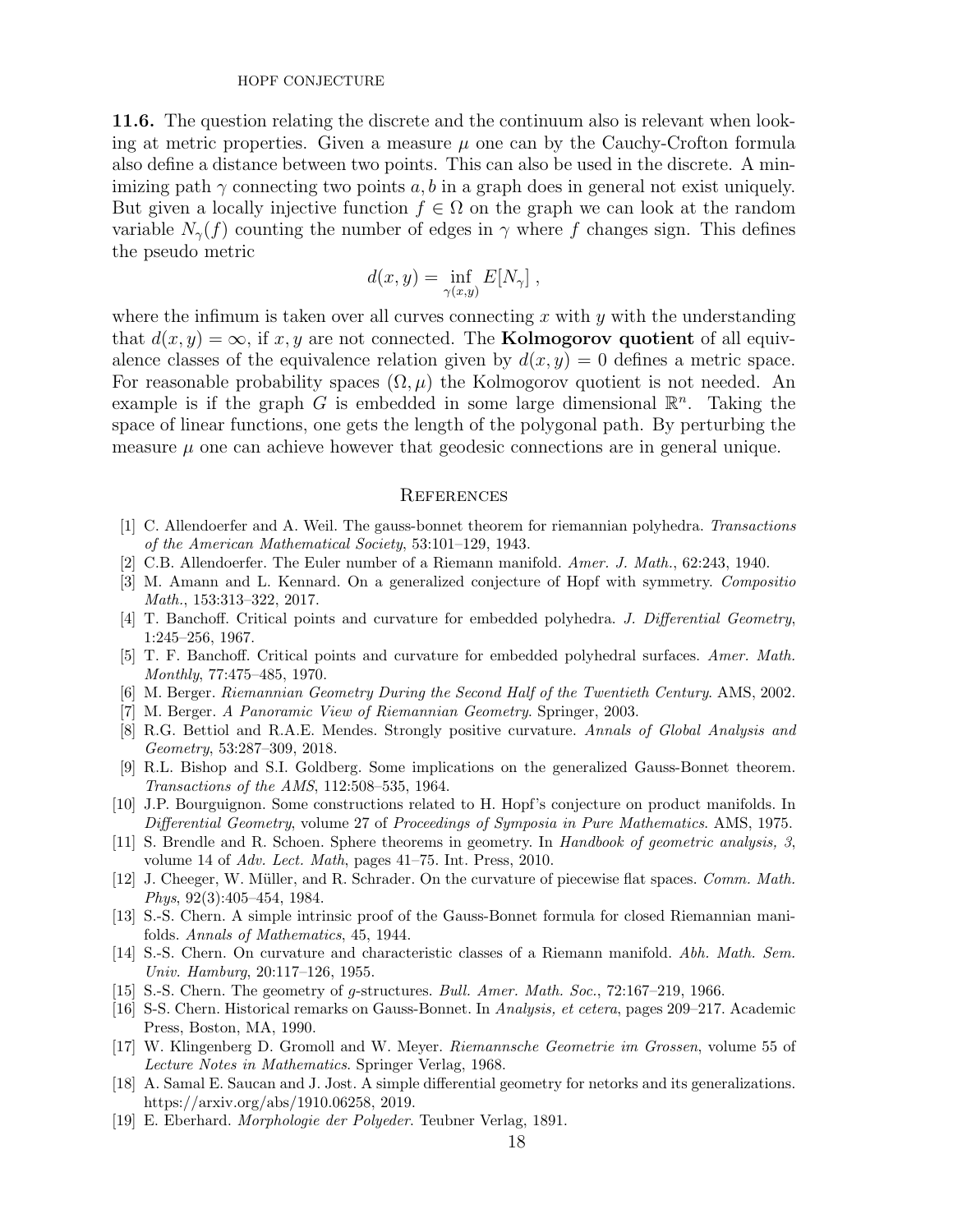**11.6.** The question relating the discrete and the continuum also is relevant when looking at metric properties. Given a measure $\mu$ one can by the Cauchy-Crofton formula also define a distance between two points. This can also be used in the discrete. A minimizing path $\gamma$ connecting two points $a, b$ in a graph does in general not exist uniquely. But given a locally injective function $f \in \Omega$ on the graph we can look at the random variable $N_\gamma(f)$ counting the number of edges in $\gamma$ where $f$ changes sign. This defines the pseudo metric

$$d(x,y) = \inf_{\gamma(x,y)} E[N_\gamma] \; ,$$

where the infimum is taken over all curves connecting $x$ with $y$ with the understanding that $d(x,y) = \infty$, if $x, y$ are not connected. The **Kolmogorov quotient** of all equivalence classes of the equivalence relation given by $d(x,y) = 0$ defines a metric space. For reasonable probability spaces $(\Omega, \mu)$ the Kolmogorov quotient is not needed. An example is if the graph $G$ is embedded in some large dimensional $\mathbb{R}^n$. Taking the space of linear functions, one gets the length of the polygonal path. By perturbing the measure $\mu$ one can achieve however that geodesic connections are in general unique.

## References

[1] C. Allendoerfer and A. Weil. The gauss-bonnet theorem for riemannian polyhedra. *Transactions of the American Mathematical Society*, 53:101–129, 1943.

[2] C.B. Allendoerfer. The Euler number of a Riemann manifold. *Amer. J. Math.*, 62:243, 1940.

[3] M. Amann and L. Kennard. On a generalized conjecture of Hopf with symmetry. *Compositio Math.*, 153:313–322, 2017.

[4] T. Banchoff. Critical points and curvature for embedded polyhedra. *J. Differential Geometry*, 1:245–256, 1967.

[5] T. F. Banchoff. Critical points and curvature for embedded polyhedral surfaces. *Amer. Math. Monthly*, 77:475–485, 1970.

[6] M. Berger. *Riemannian Geometry During the Second Half of the Twentieth Century*. AMS, 2002.

[7] M. Berger. *A Panoramic View of Riemannian Geometry*. Springer, 2003.

[8] R.G. Bettiol and R.A.E. Mendes. Strongly positive curvature. *Annals of Global Analysis and Geometry*, 53:287–309, 2018.

[9] R.L. Bishop and S.I. Goldberg. Some implications on the generalized Gauss-Bonnet theorem. *Transactions of the AMS*, 112:508–535, 1964.

[10] J.P. Bourguignon. Some constructions related to H. Hopf's conjecture on product manifolds. In *Differential Geometry*, volume 27 of *Proceedings of Symposia in Pure Mathematics*. AMS, 1975.

[11] S. Brendle and R. Schoen. Sphere theorems in geometry. In *Handbook of geometric analysis, 3*, volume 14 of *Adv. Lect. Math*, pages 41–75. Int. Press, 2010.

[12] J. Cheeger, W. Müller, and R. Schrader. On the curvature of piecewise flat spaces. *Comm. Math. Phys*, 92(3):405–454, 1984.

[13] S.-S. Chern. A simple intrinsic proof of the Gauss-Bonnet formula for closed Riemannian manifolds. *Annals of Mathematics*, 45, 1944.

[14] S.-S. Chern. On curvature and characteristic classes of a Riemann manifold. *Abh. Math. Sem. Univ. Hamburg*, 20:117–126, 1955.

[15] S.-S. Chern. The geometry of $g$-structures. *Bull. Amer. Math. Soc.*, 72:167–219, 1966.

[16] S-S. Chern. Historical remarks on Gauss-Bonnet. In *Analysis, et cetera*, pages 209–217. Academic Press, Boston, MA, 1990.

[17] W. Klingenberg D. Gromoll and W. Meyer. *Riemannsche Geometrie im Grossen*, volume 55 of *Lecture Notes in Mathematics*. Springer Verlag, 1968.

[18] A. Samal E. Saucan and J. Jost. A simple differential geometry for netorks and its generalizations. https://arxiv.org/abs/1910.06258, 2019.

[19] E. Eberhard. *Morphologie der Polyeder*. Teubner Verlag, 1891.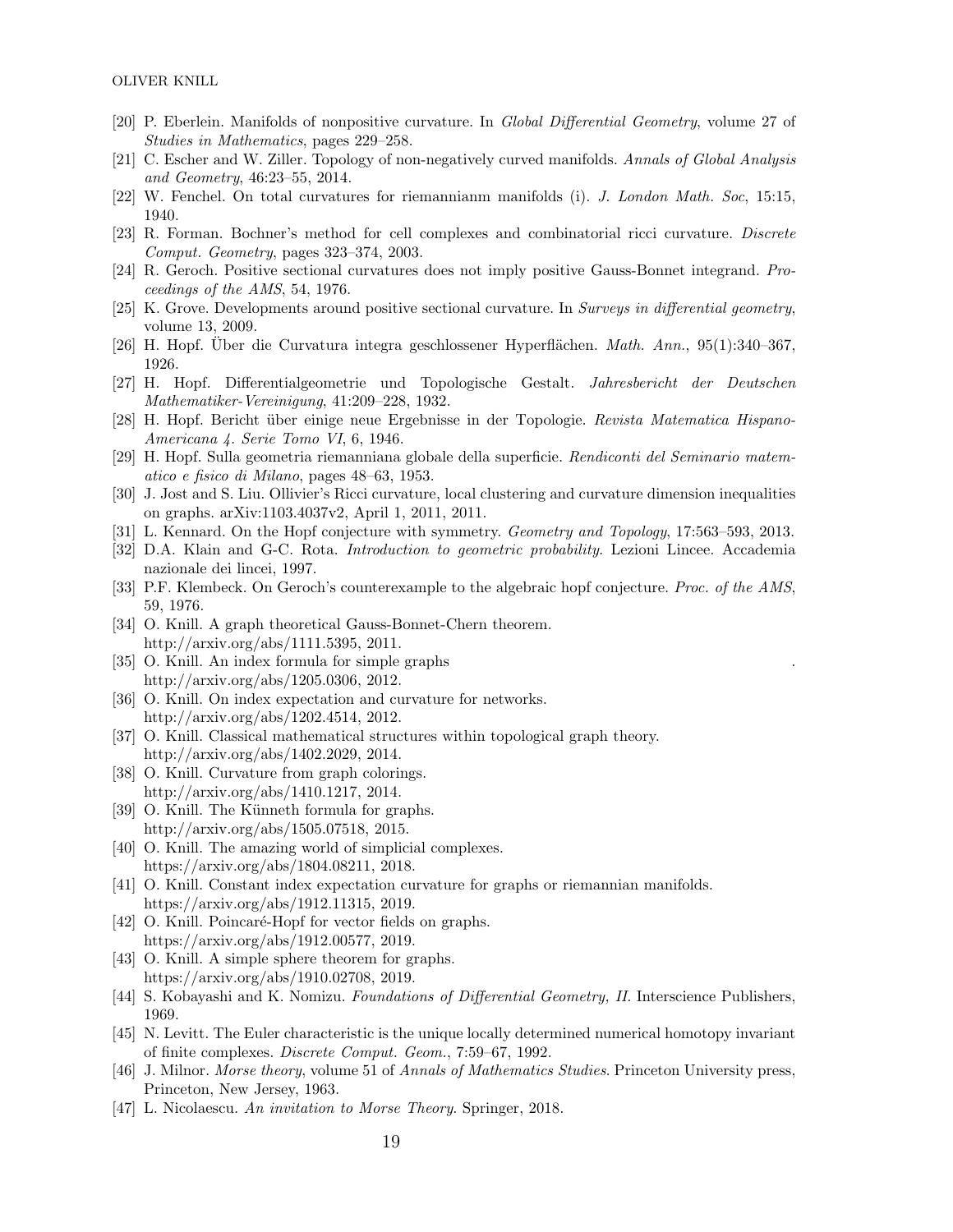[20] P. Eberlein. Manifolds of nonpositive curvature. In *Global Differential Geometry*, volume 27 of *Studies in Mathematics*, pages 229–258.

[21] C. Escher and W. Ziller. Topology of non-negatively curved manifolds. *Annals of Global Analysis and Geometry*, 46:23–55, 2014.

[22] W. Fenchel. On total curvatures for riemannianm manifolds (i). *J. London Math. Soc*, 15:15, 1940.

[23] R. Forman. Bochner's method for cell complexes and combinatorial ricci curvature. *Discrete Comput. Geometry*, pages 323–374, 2003.

[24] R. Geroch. Positive sectional curvatures does not imply positive Gauss-Bonnet integrand. *Proceedings of the AMS*, 54, 1976.

[25] K. Grove. Developments around positive sectional curvature. In *Surveys in differential geometry*, volume 13, 2009.

[26] H. Hopf. Über die Curvatura integra geschlossener Hyperflächen. *Math. Ann.*, 95(1):340–367, 1926.

[27] H. Hopf. Differentialgeometrie und Topologische Gestalt. *Jahresbericht der Deutschen Mathematiker-Vereinigung*, 41:209–228, 1932.

[28] H. Hopf. Bericht über einige neue Ergebnisse in der Topologie. *Revista Matematica Hispano-Americana 4. Serie Tomo VI*, 6, 1946.

[29] H. Hopf. Sulla geometria riemanniana globale della superficie. *Rendiconti del Seminario matematico e fisico di Milano*, pages 48–63, 1953.

[30] J. Jost and S. Liu. Ollivier's Ricci curvature, local clustering and curvature dimension inequalities on graphs. arXiv:1103.4037v2, April 1, 2011, 2011.

[31] L. Kennard. On the Hopf conjecture with symmetry. *Geometry and Topology*, 17:563–593, 2013.

[32] D.A. Klain and G-C. Rota. *Introduction to geometric probability.* Lezioni Lincee. Accademia nazionale dei lincei, 1997.

[33] P.F. Klembeck. On Geroch's counterexample to the algebraic hopf conjecture. *Proc. of the AMS*, 59, 1976.

[34] O. Knill. A graph theoretical Gauss-Bonnet-Chern theorem. http://arxiv.org/abs/1111.5395, 2011.

[35] O. Knill. An index formula for simple graphs . http://arxiv.org/abs/1205.0306, 2012.

[36] O. Knill. On index expectation and curvature for networks. http://arxiv.org/abs/1202.4514, 2012.

[37] O. Knill. Classical mathematical structures within topological graph theory. http://arxiv.org/abs/1402.2029, 2014.

[38] O. Knill. Curvature from graph colorings. http://arxiv.org/abs/1410.1217, 2014.

[39] O. Knill. The Künneth formula for graphs. http://arxiv.org/abs/1505.07518, 2015.

[40] O. Knill. The amazing world of simplicial complexes. https://arxiv.org/abs/1804.08211, 2018.

[41] O. Knill. Constant index expectation curvature for graphs or riemannian manifolds. https://arxiv.org/abs/1912.11315, 2019.

[42] O. Knill. Poincaré-Hopf for vector fields on graphs. https://arxiv.org/abs/1912.00577, 2019.

[43] O. Knill. A simple sphere theorem for graphs. https://arxiv.org/abs/1910.02708, 2019.

[44] S. Kobayashi and K. Nomizu. *Foundations of Differential Geometry, II.* Interscience Publishers, 1969.

[45] N. Levitt. The Euler characteristic is the unique locally determined numerical homotopy invariant of finite complexes. *Discrete Comput. Geom.*, 7:59–67, 1992.

[46] J. Milnor. *Morse theory*, volume 51 of *Annals of Mathematics Studies*. Princeton University press, Princeton, New Jersey, 1963.

[47] L. Nicolaescu. *An invitation to Morse Theory.* Springer, 2018.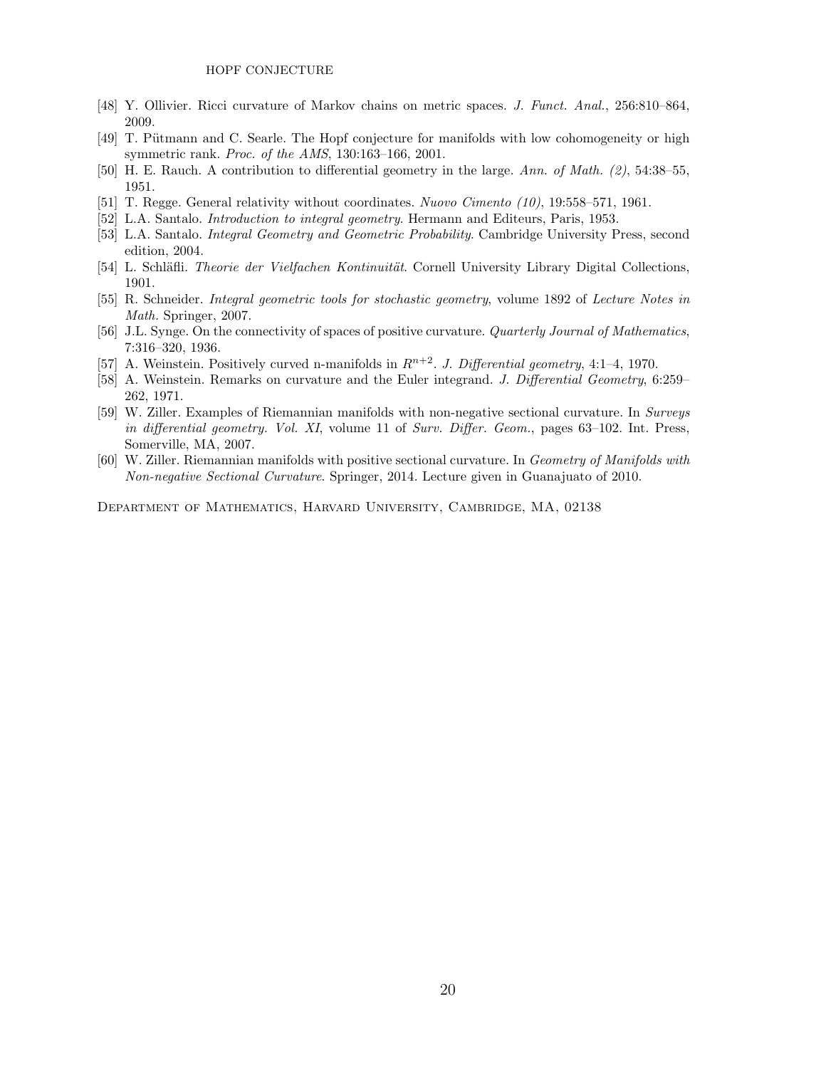[48] Y. Ollivier. Ricci curvature of Markov chains on metric spaces. *J. Funct. Anal.*, 256:810–864, 2009.

[49] T. Pütmann and C. Searle. The Hopf conjecture for manifolds with low cohomogeneity or high symmetric rank. *Proc. of the AMS*, 130:163–166, 2001.

[50] H. E. Rauch. A contribution to differential geometry in the large. *Ann. of Math. (2)*, 54:38–55, 1951.

[51] T. Regge. General relativity without coordinates. *Nuovo Cimento (10)*, 19:558–571, 1961.

[52] L.A. Santalo. *Introduction to integral geometry*. Hermann and Editeurs, Paris, 1953.

[53] L.A. Santalo. *Integral Geometry and Geometric Probability*. Cambridge University Press, second edition, 2004.

[54] L. Schläfli. *Theorie der Vielfachen Kontinuität*. Cornell University Library Digital Collections, 1901.

[55] R. Schneider. *Integral geometric tools for stochastic geometry*, volume 1892 of *Lecture Notes in Math.* Springer, 2007.

[56] J.L. Synge. On the connectivity of spaces of positive curvature. *Quarterly Journal of Mathematics*, 7:316–320, 1936.

[57] A. Weinstein. Positively curved n-manifolds in $R^{n+2}$. *J. Differential geometry*, 4:1–4, 1970.

[58] A. Weinstein. Remarks on curvature and the Euler integrand. *J. Differential Geometry*, 6:259–262, 1971.

[59] W. Ziller. Examples of Riemannian manifolds with non-negative sectional curvature. In *Surveys in differential geometry. Vol. XI*, volume 11 of *Surv. Differ. Geom.*, pages 63–102. Int. Press, Somerville, MA, 2007.

[60] W. Ziller. Riemannian manifolds with positive sectional curvature. In *Geometry of Manifolds with Non-negative Sectional Curvature*. Springer, 2014. Lecture given in Guanajuato of 2010.

Department of Mathematics, Harvard University, Cambridge, MA, 02138